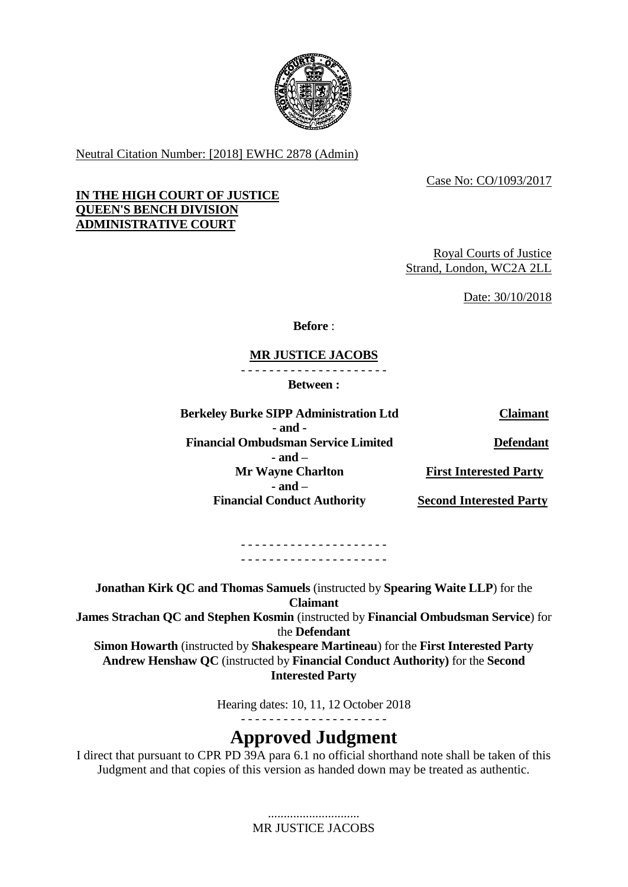Neutral Citation Number: [2018] EWHC 2878 (Admin)

Case No: CO/1093/2017

**IN THE HIGH COURT OF JUSTICE**
**QUEEN'S BENCH DIVISION**
**ADMINISTRATIVE COURT**

Royal Courts of Justice
Strand, London, WC2A 2LL

Date: 30/10/2018

**Before** :

**MR JUSTICE JACOBS**

- - - - - - - - - - - - - - - - - - - - -

**Between :**

| | |
|---|---|
| **Berkeley Burke SIPP Administration Ltd** | **Claimant** |
| **- and -** | |
| **Financial Ombudsman Service Limited** | **Defendant** |
| **- and –** | |
| **Mr Wayne Charlton** | **First Interested Party** |
| **- and –** | |
| **Financial Conduct Authority** | **Second Interested Party** |

- - - - - - - - - - - - - - - - - - - - -
- - - - - - - - - - - - - - - - - - - - -

**Jonathan Kirk QC and Thomas Samuels** (instructed by **Spearing Waite LLP**) for the **Claimant**
**James Strachan QC and Stephen Kosmin** (instructed by **Financial Ombudsman Service**) for the **Defendant**
**Simon Howarth** (instructed by **Shakespeare Martineau**) for the **First Interested Party**
**Andrew Henshaw QC** (instructed by **Financial Conduct Authority)** for the **Second Interested Party**

Hearing dates: 10, 11, 12 October 2018

- - - - - - - - - - - - - - - - - - - - -

# Approved Judgment

I direct that pursuant to CPR PD 39A para 6.1 no official shorthand note shall be taken of this Judgment and that copies of this version as handed down may be treated as authentic.

.............................
MR JUSTICE JACOBS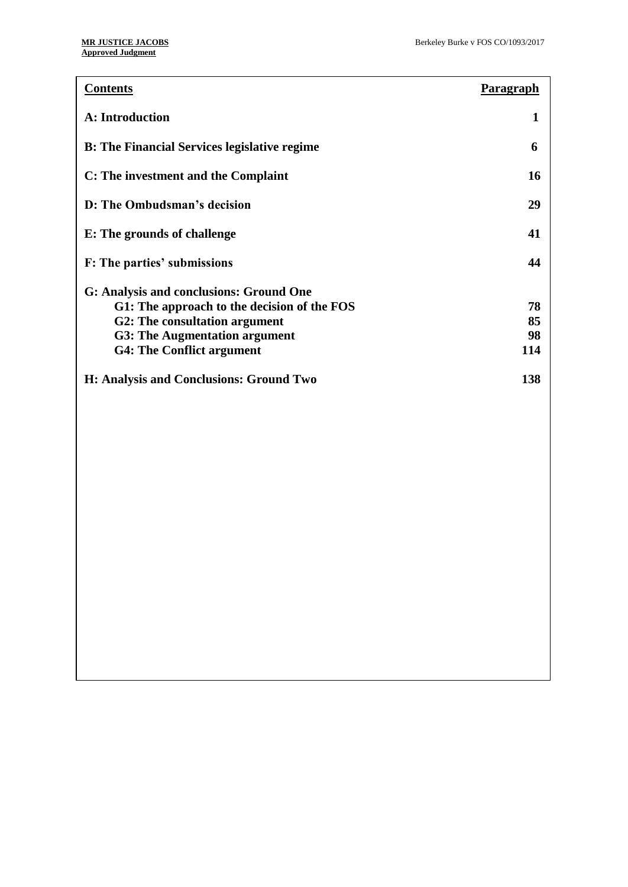| **Contents** | **Paragraph** |
|---|---|
| **A: Introduction** | **1** |
| **B: The Financial Services legislative regime** | **6** |
| **C: The investment and the Complaint** | **16** |
| **D: The Ombudsman's decision** | **29** |
| **E: The grounds of challenge** | **41** |
| **F: The parties' submissions** | **44** |
| **G: Analysis and conclusions: Ground One** | |
| **G1: The approach to the decision of the FOS** | **78** |
| **G2: The consultation argument** | **85** |
| **G3: The Augmentation argument** | **98** |
| **G4: The Conflict argument** | **114** |
| **H: Analysis and Conclusions: Ground Two** | **138** |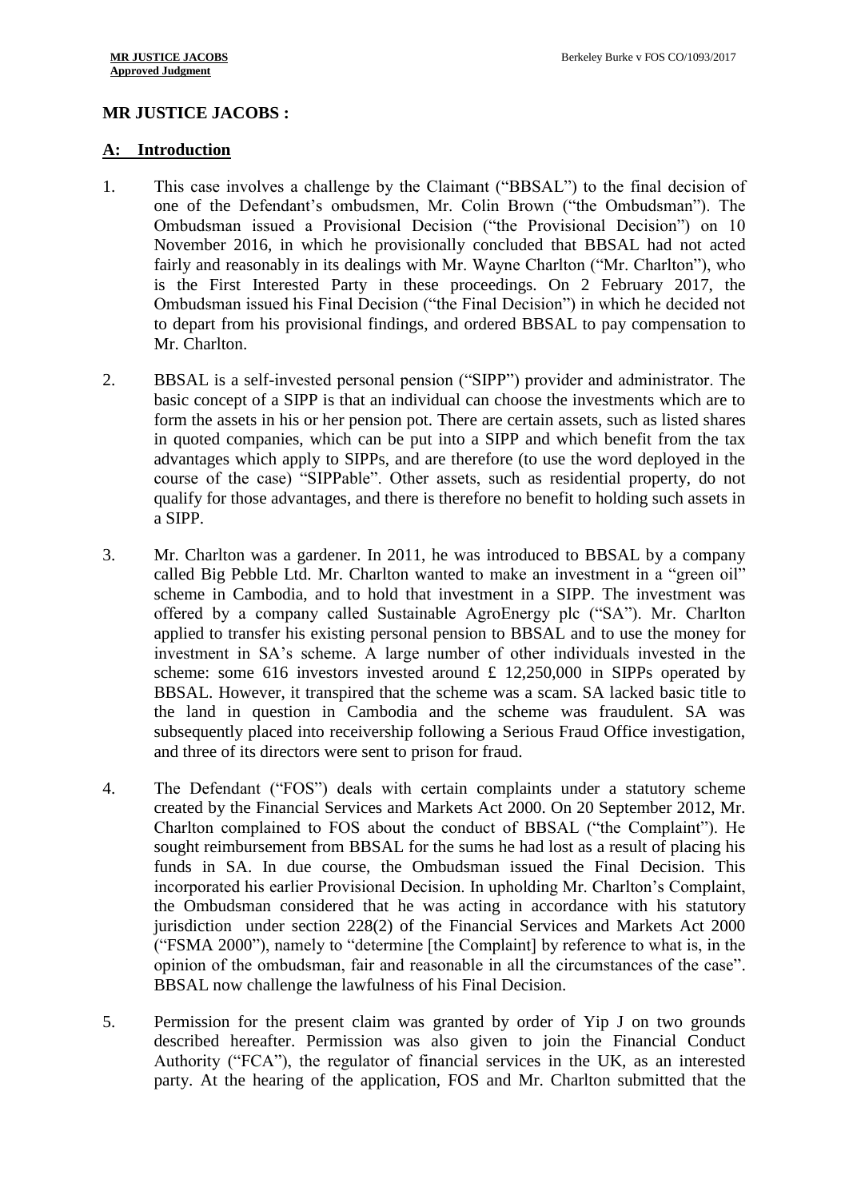## MR JUSTICE JACOBS :

## A: Introduction

1. This case involves a challenge by the Claimant ("BBSAL") to the final decision of one of the Defendant's ombudsmen, Mr. Colin Brown ("the Ombudsman"). The Ombudsman issued a Provisional Decision ("the Provisional Decision") on 10 November 2016, in which he provisionally concluded that BBSAL had not acted fairly and reasonably in its dealings with Mr. Wayne Charlton ("Mr. Charlton"), who is the First Interested Party in these proceedings. On 2 February 2017, the Ombudsman issued his Final Decision ("the Final Decision") in which he decided not to depart from his provisional findings, and ordered BBSAL to pay compensation to Mr. Charlton.

2. BBSAL is a self-invested personal pension ("SIPP") provider and administrator. The basic concept of a SIPP is that an individual can choose the investments which are to form the assets in his or her pension pot. There are certain assets, such as listed shares in quoted companies, which can be put into a SIPP and which benefit from the tax advantages which apply to SIPPs, and are therefore (to use the word deployed in the course of the case) "SIPPable". Other assets, such as residential property, do not qualify for those advantages, and there is therefore no benefit to holding such assets in a SIPP.

3. Mr. Charlton was a gardener. In 2011, he was introduced to BBSAL by a company called Big Pebble Ltd. Mr. Charlton wanted to make an investment in a "green oil" scheme in Cambodia, and to hold that investment in a SIPP. The investment was offered by a company called Sustainable AgroEnergy plc ("SA"). Mr. Charlton applied to transfer his existing personal pension to BBSAL and to use the money for investment in SA's scheme. A large number of other individuals invested in the scheme: some 616 investors invested around £ 12,250,000 in SIPPs operated by BBSAL. However, it transpired that the scheme was a scam. SA lacked basic title to the land in question in Cambodia and the scheme was fraudulent. SA was subsequently placed into receivership following a Serious Fraud Office investigation, and three of its directors were sent to prison for fraud.

4. The Defendant ("FOS") deals with certain complaints under a statutory scheme created by the Financial Services and Markets Act 2000. On 20 September 2012, Mr. Charlton complained to FOS about the conduct of BBSAL ("the Complaint"). He sought reimbursement from BBSAL for the sums he had lost as a result of placing his funds in SA. In due course, the Ombudsman issued the Final Decision. This incorporated his earlier Provisional Decision. In upholding Mr. Charlton's Complaint, the Ombudsman considered that he was acting in accordance with his statutory jurisdiction under section 228(2) of the Financial Services and Markets Act 2000 ("FSMA 2000"), namely to "determine [the Complaint] by reference to what is, in the opinion of the ombudsman, fair and reasonable in all the circumstances of the case". BBSAL now challenge the lawfulness of his Final Decision.

5. Permission for the present claim was granted by order of Yip J on two grounds described hereafter. Permission was also given to join the Financial Conduct Authority ("FCA"), the regulator of financial services in the UK, as an interested party. At the hearing of the application, FOS and Mr. Charlton submitted that the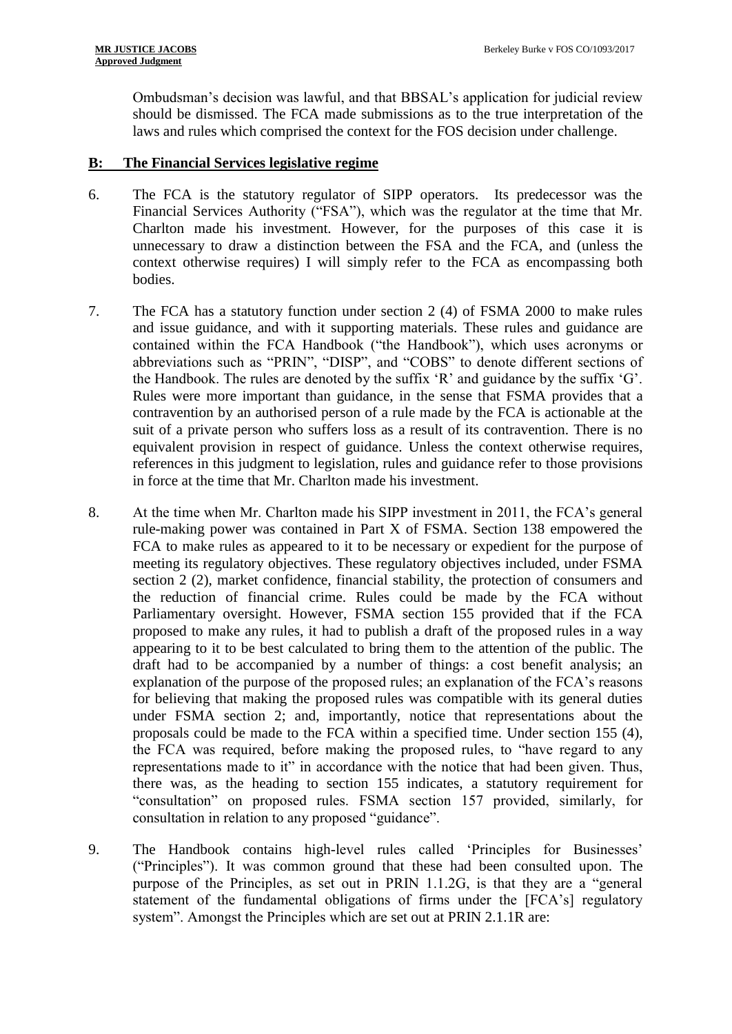Ombudsman's decision was lawful, and that BBSAL's application for judicial review should be dismissed. The FCA made submissions as to the true interpretation of the laws and rules which comprised the context for the FOS decision under challenge.

## B: The Financial Services legislative regime

6. The FCA is the statutory regulator of SIPP operators. Its predecessor was the Financial Services Authority ("FSA"), which was the regulator at the time that Mr. Charlton made his investment. However, for the purposes of this case it is unnecessary to draw a distinction between the FSA and the FCA, and (unless the context otherwise requires) I will simply refer to the FCA as encompassing both bodies.

7. The FCA has a statutory function under section 2 (4) of FSMA 2000 to make rules and issue guidance, and with it supporting materials. These rules and guidance are contained within the FCA Handbook ("the Handbook"), which uses acronyms or abbreviations such as "PRIN", "DISP", and "COBS" to denote different sections of the Handbook. The rules are denoted by the suffix 'R' and guidance by the suffix 'G'. Rules were more important than guidance, in the sense that FSMA provides that a contravention by an authorised person of a rule made by the FCA is actionable at the suit of a private person who suffers loss as a result of its contravention. There is no equivalent provision in respect of guidance. Unless the context otherwise requires, references in this judgment to legislation, rules and guidance refer to those provisions in force at the time that Mr. Charlton made his investment.

8. At the time when Mr. Charlton made his SIPP investment in 2011, the FCA's general rule-making power was contained in Part X of FSMA. Section 138 empowered the FCA to make rules as appeared to it to be necessary or expedient for the purpose of meeting its regulatory objectives. These regulatory objectives included, under FSMA section 2 (2), market confidence, financial stability, the protection of consumers and the reduction of financial crime. Rules could be made by the FCA without Parliamentary oversight. However, FSMA section 155 provided that if the FCA proposed to make any rules, it had to publish a draft of the proposed rules in a way appearing to it to be best calculated to bring them to the attention of the public. The draft had to be accompanied by a number of things: a cost benefit analysis; an explanation of the purpose of the proposed rules; an explanation of the FCA's reasons for believing that making the proposed rules was compatible with its general duties under FSMA section 2; and, importantly, notice that representations about the proposals could be made to the FCA within a specified time. Under section 155 (4), the FCA was required, before making the proposed rules, to "have regard to any representations made to it" in accordance with the notice that had been given. Thus, there was, as the heading to section 155 indicates, a statutory requirement for "consultation" on proposed rules. FSMA section 157 provided, similarly, for consultation in relation to any proposed "guidance".

9. The Handbook contains high-level rules called 'Principles for Businesses' ("Principles"). It was common ground that these had been consulted upon. The purpose of the Principles, as set out in PRIN 1.1.2G, is that they are a "general statement of the fundamental obligations of firms under the [FCA's] regulatory system". Amongst the Principles which are set out at PRIN 2.1.1R are: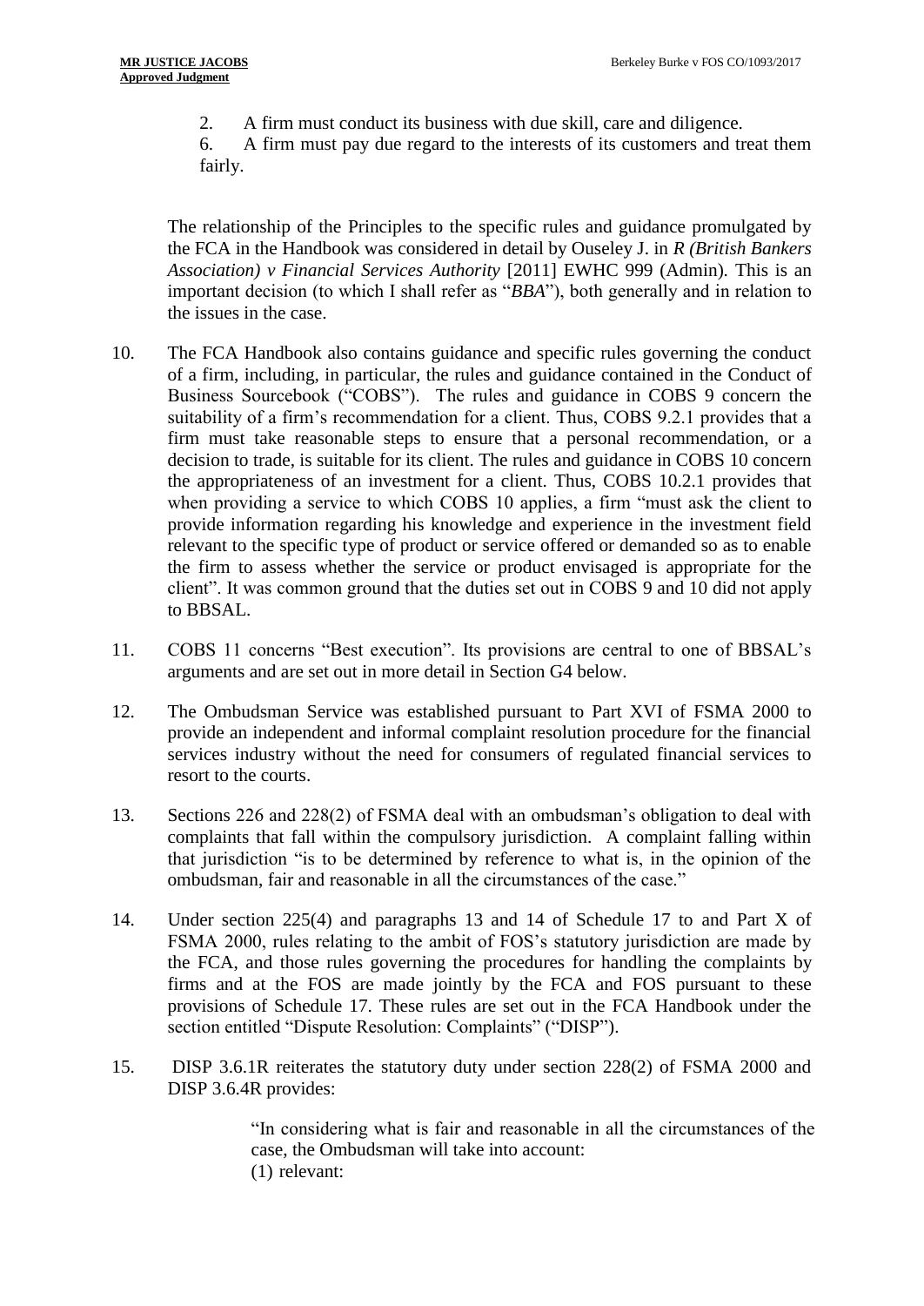2. A firm must conduct its business with due skill, care and diligence.

6. A firm must pay due regard to the interests of its customers and treat them fairly.

The relationship of the Principles to the specific rules and guidance promulgated by the FCA in the Handbook was considered in detail by Ouseley J. in *R (British Bankers Association) v Financial Services Authority* [2011] EWHC 999 (Admin). This is an important decision (to which I shall refer as "*BBA*"), both generally and in relation to the issues in the case.

10. The FCA Handbook also contains guidance and specific rules governing the conduct of a firm, including, in particular, the rules and guidance contained in the Conduct of Business Sourcebook ("COBS"). The rules and guidance in COBS 9 concern the suitability of a firm's recommendation for a client. Thus, COBS 9.2.1 provides that a firm must take reasonable steps to ensure that a personal recommendation, or a decision to trade, is suitable for its client. The rules and guidance in COBS 10 concern the appropriateness of an investment for a client. Thus, COBS 10.2.1 provides that when providing a service to which COBS 10 applies, a firm "must ask the client to provide information regarding his knowledge and experience in the investment field relevant to the specific type of product or service offered or demanded so as to enable the firm to assess whether the service or product envisaged is appropriate for the client". It was common ground that the duties set out in COBS 9 and 10 did not apply to BBSAL.

11. COBS 11 concerns "Best execution". Its provisions are central to one of BBSAL's arguments and are set out in more detail in Section G4 below.

12. The Ombudsman Service was established pursuant to Part XVI of FSMA 2000 to provide an independent and informal complaint resolution procedure for the financial services industry without the need for consumers of regulated financial services to resort to the courts.

13. Sections 226 and 228(2) of FSMA deal with an ombudsman's obligation to deal with complaints that fall within the compulsory jurisdiction. A complaint falling within that jurisdiction "is to be determined by reference to what is, in the opinion of the ombudsman, fair and reasonable in all the circumstances of the case."

14. Under section 225(4) and paragraphs 13 and 14 of Schedule 17 to and Part X of FSMA 2000, rules relating to the ambit of FOS's statutory jurisdiction are made by the FCA, and those rules governing the procedures for handling the complaints by firms and at the FOS are made jointly by the FCA and FOS pursuant to these provisions of Schedule 17. These rules are set out in the FCA Handbook under the section entitled "Dispute Resolution: Complaints" ("DISP").

15. DISP 3.6.1R reiterates the statutory duty under section 228(2) of FSMA 2000 and DISP 3.6.4R provides:

> "In considering what is fair and reasonable in all the circumstances of the case, the Ombudsman will take into account:
> (1) relevant: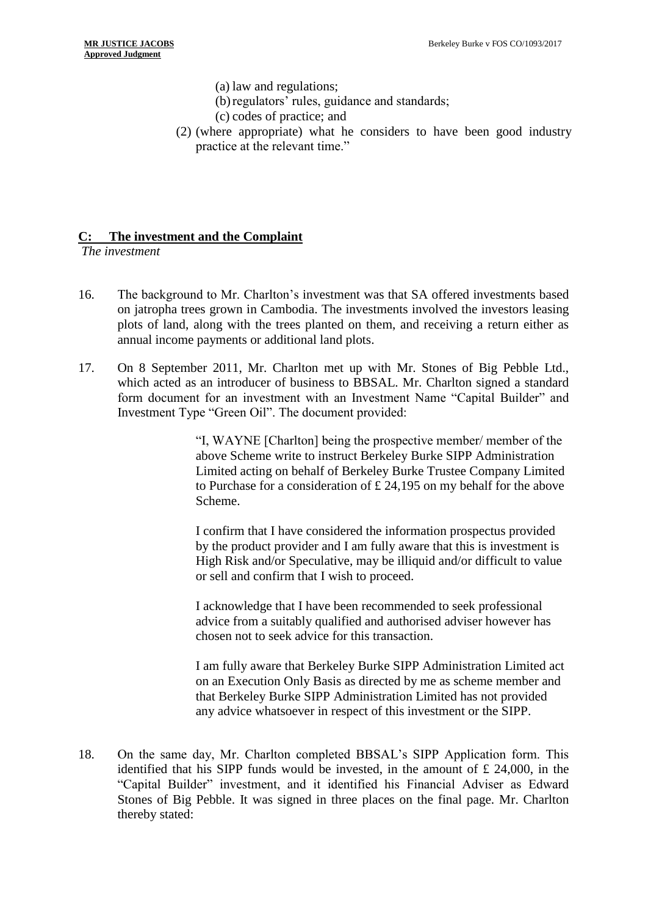(a) law and regulations;
(b) regulators' rules, guidance and standards;
(c) codes of practice; and

(2) (where appropriate) what he considers to have been good industry practice at the relevant time."

## C: The investment and the Complaint

*The investment*

16. The background to Mr. Charlton's investment was that SA offered investments based on jatropha trees grown in Cambodia. The investments involved the investors leasing plots of land, along with the trees planted on them, and receiving a return either as annual income payments or additional land plots.

17. On 8 September 2011, Mr. Charlton met up with Mr. Stones of Big Pebble Ltd., which acted as an introducer of business to BBSAL. Mr. Charlton signed a standard form document for an investment with an Investment Name "Capital Builder" and Investment Type "Green Oil". The document provided:

> "I, WAYNE [Charlton] being the prospective member/ member of the above Scheme write to instruct Berkeley Burke SIPP Administration Limited acting on behalf of Berkeley Burke Trustee Company Limited to Purchase for a consideration of £ 24,195 on my behalf for the above Scheme.
>
> I confirm that I have considered the information prospectus provided by the product provider and I am fully aware that this is investment is High Risk and/or Speculative, may be illiquid and/or difficult to value or sell and confirm that I wish to proceed.
>
> I acknowledge that I have been recommended to seek professional advice from a suitably qualified and authorised adviser however has chosen not to seek advice for this transaction.
>
> I am fully aware that Berkeley Burke SIPP Administration Limited act on an Execution Only Basis as directed by me as scheme member and that Berkeley Burke SIPP Administration Limited has not provided any advice whatsoever in respect of this investment or the SIPP.

18. On the same day, Mr. Charlton completed BBSAL's SIPP Application form. This identified that his SIPP funds would be invested, in the amount of £ 24,000, in the "Capital Builder" investment, and it identified his Financial Adviser as Edward Stones of Big Pebble. It was signed in three places on the final page. Mr. Charlton thereby stated: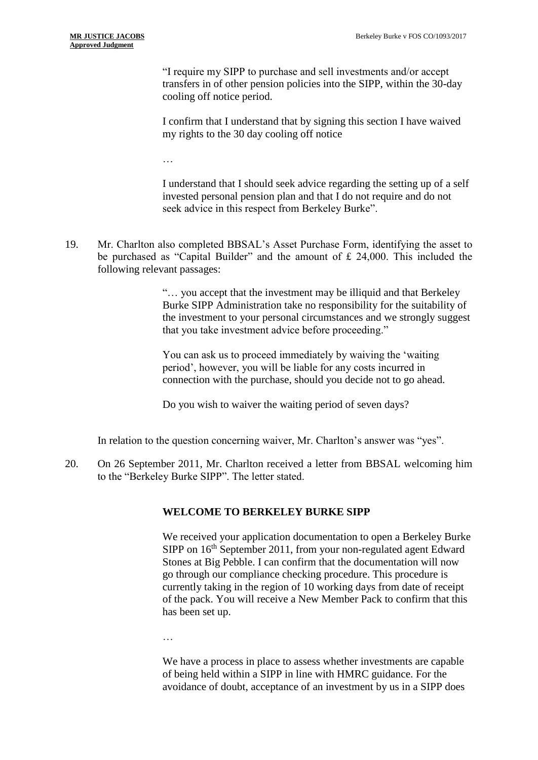> "I require my SIPP to purchase and sell investments and/or accept transfers in of other pension policies into the SIPP, within the 30-day cooling off notice period.
>
> I confirm that I understand that by signing this section I have waived my rights to the 30 day cooling off notice
>
> …
>
> I understand that I should seek advice regarding the setting up of a self invested personal pension plan and that I do not require and do not seek advice in this respect from Berkeley Burke".

19. Mr. Charlton also completed BBSAL's Asset Purchase Form, identifying the asset to be purchased as "Capital Builder" and the amount of £ 24,000. This included the following relevant passages:

> "… you accept that the investment may be illiquid and that Berkeley Burke SIPP Administration take no responsibility for the suitability of the investment to your personal circumstances and we strongly suggest that you take investment advice before proceeding."
>
> You can ask us to proceed immediately by waiving the 'waiting period', however, you will be liable for any costs incurred in connection with the purchase, should you decide not to go ahead.
>
> Do you wish to waiver the waiting period of seven days?

In relation to the question concerning waiver, Mr. Charlton's answer was "yes".

20. On 26 September 2011, Mr. Charlton received a letter from BBSAL welcoming him to the "Berkeley Burke SIPP". The letter stated.

> **WELCOME TO BERKELEY BURKE SIPP**
>
> We received your application documentation to open a Berkeley Burke SIPP on 16th September 2011, from your non-regulated agent Edward Stones at Big Pebble. I can confirm that the documentation will now go through our compliance checking procedure. This procedure is currently taking in the region of 10 working days from date of receipt of the pack. You will receive a New Member Pack to confirm that this has been set up.
>
> …
>
> We have a process in place to assess whether investments are capable of being held within a SIPP in line with HMRC guidance. For the avoidance of doubt, acceptance of an investment by us in a SIPP does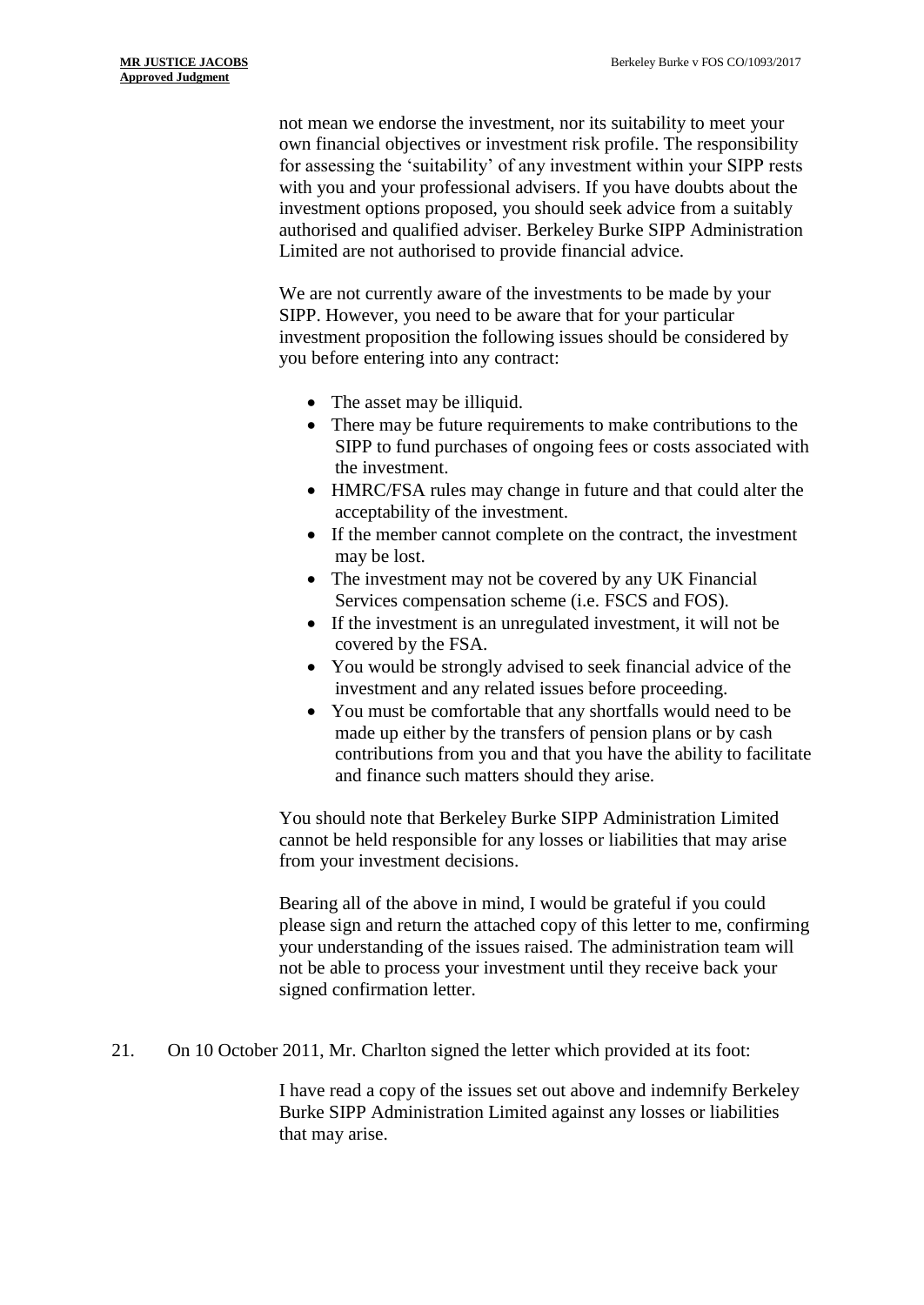> not mean we endorse the investment, nor its suitability to meet your own financial objectives or investment risk profile. The responsibility for assessing the 'suitability' of any investment within your SIPP rests with you and your professional advisers. If you have doubts about the investment options proposed, you should seek advice from a suitably authorised and qualified adviser. Berkeley Burke SIPP Administration Limited are not authorised to provide financial advice.
>
> We are not currently aware of the investments to be made by your SIPP. However, you need to be aware that for your particular investment proposition the following issues should be considered by you before entering into any contract:
>
> - The asset may be illiquid.
> - There may be future requirements to make contributions to the SIPP to fund purchases of ongoing fees or costs associated with the investment.
> - HMRC/FSA rules may change in future and that could alter the acceptability of the investment.
> - If the member cannot complete on the contract, the investment may be lost.
> - The investment may not be covered by any UK Financial Services compensation scheme (i.e. FSCS and FOS).
> - If the investment is an unregulated investment, it will not be covered by the FSA.
> - You would be strongly advised to seek financial advice of the investment and any related issues before proceeding.
> - You must be comfortable that any shortfalls would need to be made up either by the transfers of pension plans or by cash contributions from you and that you have the ability to facilitate and finance such matters should they arise.
>
> You should note that Berkeley Burke SIPP Administration Limited cannot be held responsible for any losses or liabilities that may arise from your investment decisions.
>
> Bearing all of the above in mind, I would be grateful if you could please sign and return the attached copy of this letter to me, confirming your understanding of the issues raised. The administration team will not be able to process your investment until they receive back your signed confirmation letter.

21. On 10 October 2011, Mr. Charlton signed the letter which provided at its foot:

> I have read a copy of the issues set out above and indemnify Berkeley Burke SIPP Administration Limited against any losses or liabilities that may arise.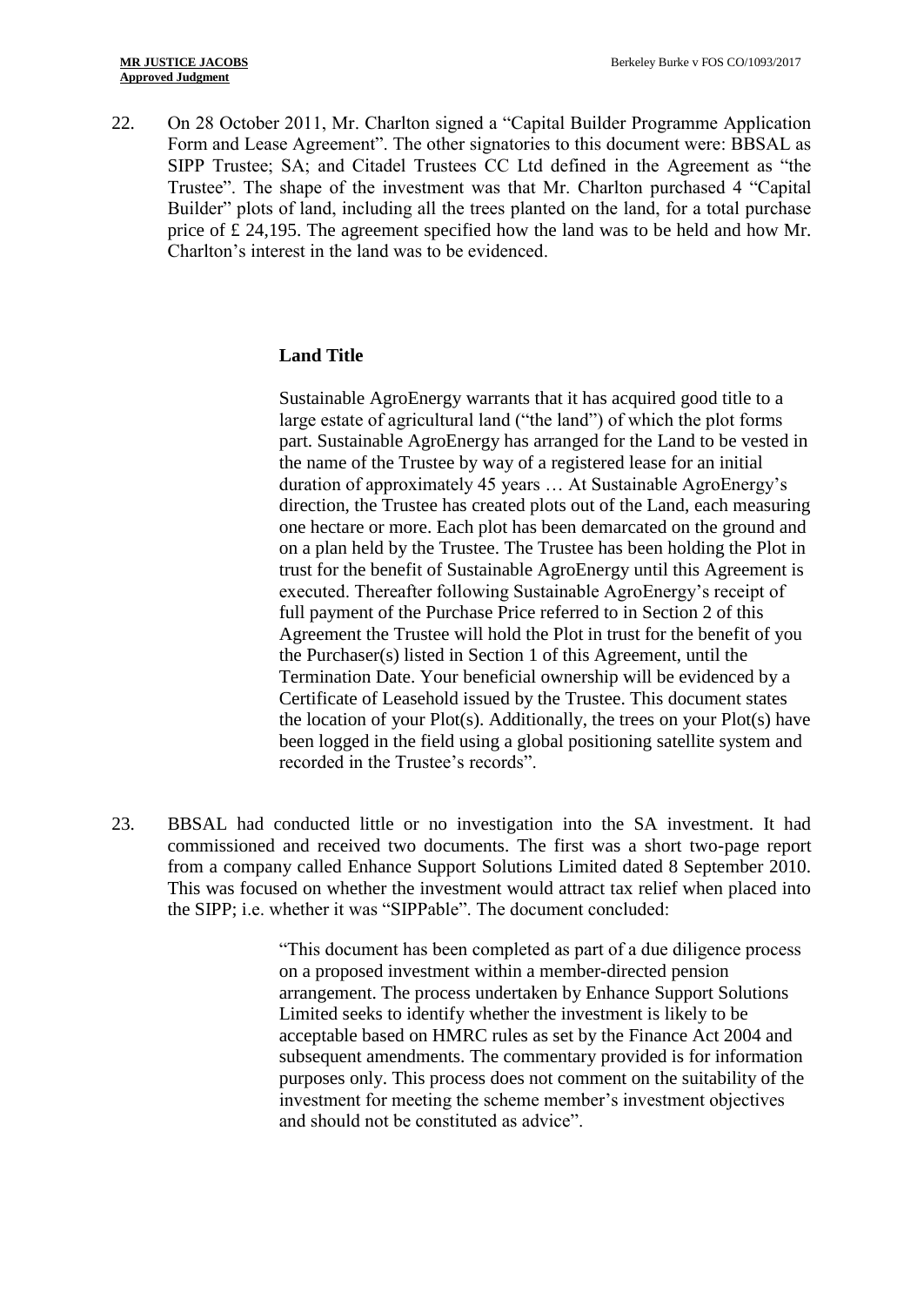22. On 28 October 2011, Mr. Charlton signed a "Capital Builder Programme Application Form and Lease Agreement". The other signatories to this document were: BBSAL as SIPP Trustee; SA; and Citadel Trustees CC Ltd defined in the Agreement as "the Trustee". The shape of the investment was that Mr. Charlton purchased 4 "Capital Builder" plots of land, including all the trees planted on the land, for a total purchase price of £ 24,195. The agreement specified how the land was to be held and how Mr. Charlton's interest in the land was to be evidenced.

> **Land Title**
>
> Sustainable AgroEnergy warrants that it has acquired good title to a large estate of agricultural land ("the land") of which the plot forms part. Sustainable AgroEnergy has arranged for the Land to be vested in the name of the Trustee by way of a registered lease for an initial duration of approximately 45 years … At Sustainable AgroEnergy's direction, the Trustee has created plots out of the Land, each measuring one hectare or more. Each plot has been demarcated on the ground and on a plan held by the Trustee. The Trustee has been holding the Plot in trust for the benefit of Sustainable AgroEnergy until this Agreement is executed. Thereafter following Sustainable AgroEnergy's receipt of full payment of the Purchase Price referred to in Section 2 of this Agreement the Trustee will hold the Plot in trust for the benefit of you the Purchaser(s) listed in Section 1 of this Agreement, until the Termination Date. Your beneficial ownership will be evidenced by a Certificate of Leasehold issued by the Trustee. This document states the location of your Plot(s). Additionally, the trees on your Plot(s) have been logged in the field using a global positioning satellite system and recorded in the Trustee's records".

23. BBSAL had conducted little or no investigation into the SA investment. It had commissioned and received two documents. The first was a short two-page report from a company called Enhance Support Solutions Limited dated 8 September 2010. This was focused on whether the investment would attract tax relief when placed into the SIPP; i.e. whether it was "SIPPable". The document concluded:

> "This document has been completed as part of a due diligence process on a proposed investment within a member-directed pension arrangement. The process undertaken by Enhance Support Solutions Limited seeks to identify whether the investment is likely to be acceptable based on HMRC rules as set by the Finance Act 2004 and subsequent amendments. The commentary provided is for information purposes only. This process does not comment on the suitability of the investment for meeting the scheme member's investment objectives and should not be constituted as advice".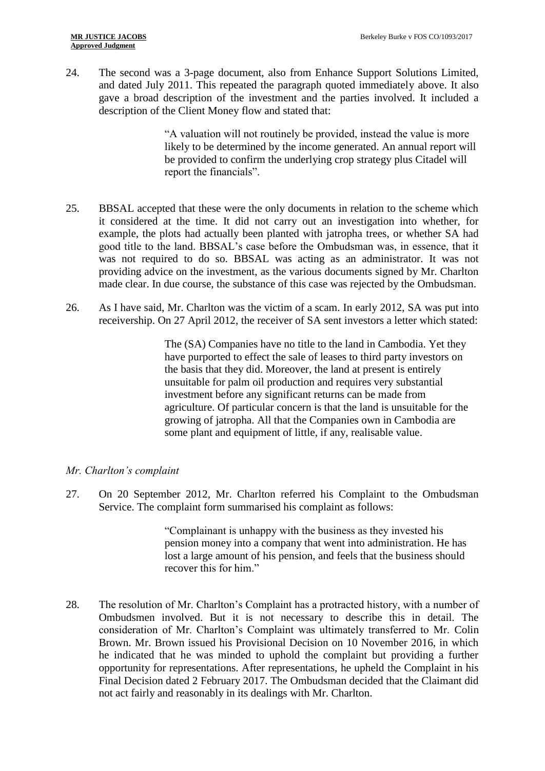24. The second was a 3-page document, also from Enhance Support Solutions Limited, and dated July 2011. This repeated the paragraph quoted immediately above. It also gave a broad description of the investment and the parties involved. It included a description of the Client Money flow and stated that:

> "A valuation will not routinely be provided, instead the value is more likely to be determined by the income generated. An annual report will be provided to confirm the underlying crop strategy plus Citadel will report the financials".

25. BBSAL accepted that these were the only documents in relation to the scheme which it considered at the time. It did not carry out an investigation into whether, for example, the plots had actually been planted with jatropha trees, or whether SA had good title to the land. BBSAL's case before the Ombudsman was, in essence, that it was not required to do so. BBSAL was acting as an administrator. It was not providing advice on the investment, as the various documents signed by Mr. Charlton made clear. In due course, the substance of this case was rejected by the Ombudsman.

26. As I have said, Mr. Charlton was the victim of a scam. In early 2012, SA was put into receivership. On 27 April 2012, the receiver of SA sent investors a letter which stated:

> The (SA) Companies have no title to the land in Cambodia. Yet they have purported to effect the sale of leases to third party investors on the basis that they did. Moreover, the land at present is entirely unsuitable for palm oil production and requires very substantial investment before any significant returns can be made from agriculture. Of particular concern is that the land is unsuitable for the growing of jatropha. All that the Companies own in Cambodia are some plant and equipment of little, if any, realisable value.

*Mr. Charlton's complaint*

27. On 20 September 2012, Mr. Charlton referred his Complaint to the Ombudsman Service. The complaint form summarised his complaint as follows:

> "Complainant is unhappy with the business as they invested his pension money into a company that went into administration. He has lost a large amount of his pension, and feels that the business should recover this for him."

28. The resolution of Mr. Charlton's Complaint has a protracted history, with a number of Ombudsmen involved. But it is not necessary to describe this in detail. The consideration of Mr. Charlton's Complaint was ultimately transferred to Mr. Colin Brown. Mr. Brown issued his Provisional Decision on 10 November 2016, in which he indicated that he was minded to uphold the complaint but providing a further opportunity for representations. After representations, he upheld the Complaint in his Final Decision dated 2 February 2017. The Ombudsman decided that the Claimant did not act fairly and reasonably in its dealings with Mr. Charlton.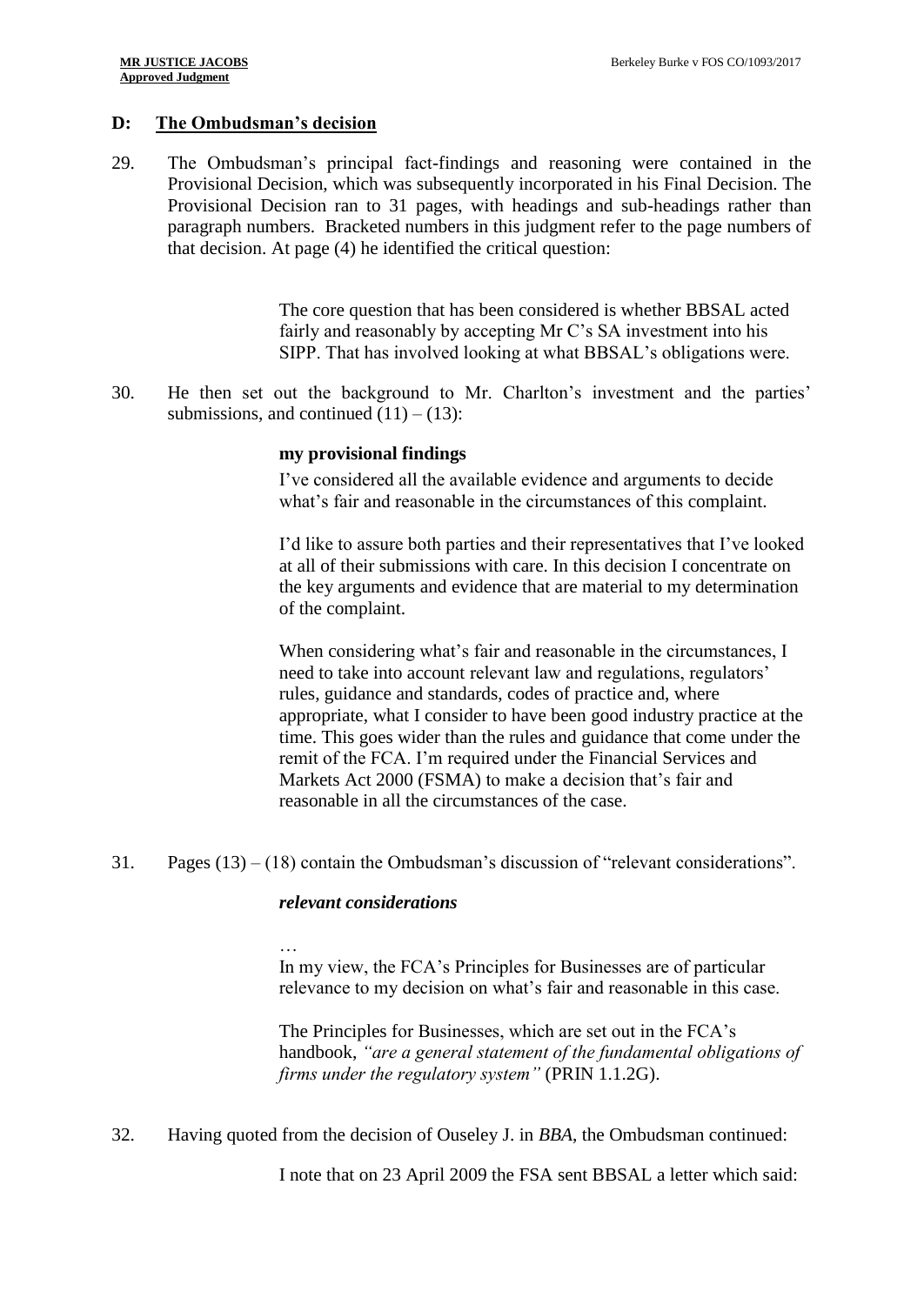## D: The Ombudsman's decision

29. The Ombudsman's principal fact-findings and reasoning were contained in the Provisional Decision, which was subsequently incorporated in his Final Decision. The Provisional Decision ran to 31 pages, with headings and sub-headings rather than paragraph numbers. Bracketed numbers in this judgment refer to the page numbers of that decision. At page (4) he identified the critical question:

> The core question that has been considered is whether BBSAL acted fairly and reasonably by accepting Mr C's SA investment into his SIPP. That has involved looking at what BBSAL's obligations were.

30. He then set out the background to Mr. Charlton's investment and the parties' submissions, and continued (11) – (13):

> **my provisional findings**
>
> I've considered all the available evidence and arguments to decide what's fair and reasonable in the circumstances of this complaint.
>
> I'd like to assure both parties and their representatives that I've looked at all of their submissions with care. In this decision I concentrate on the key arguments and evidence that are material to my determination of the complaint.
>
> When considering what's fair and reasonable in the circumstances, I need to take into account relevant law and regulations, regulators' rules, guidance and standards, codes of practice and, where appropriate, what I consider to have been good industry practice at the time. This goes wider than the rules and guidance that come under the remit of the FCA. I'm required under the Financial Services and Markets Act 2000 (FSMA) to make a decision that's fair and reasonable in all the circumstances of the case.

31. Pages (13) – (18) contain the Ombudsman's discussion of "relevant considerations".

> ***relevant considerations***
>
> …
>
> In my view, the FCA's Principles for Businesses are of particular relevance to my decision on what's fair and reasonable in this case.
>
> The Principles for Businesses, which are set out in the FCA's handbook, *"are a general statement of the fundamental obligations of firms under the regulatory system"* (PRIN 1.1.2G).

32. Having quoted from the decision of Ouseley J. in *BBA*, the Ombudsman continued:

> I note that on 23 April 2009 the FSA sent BBSAL a letter which said: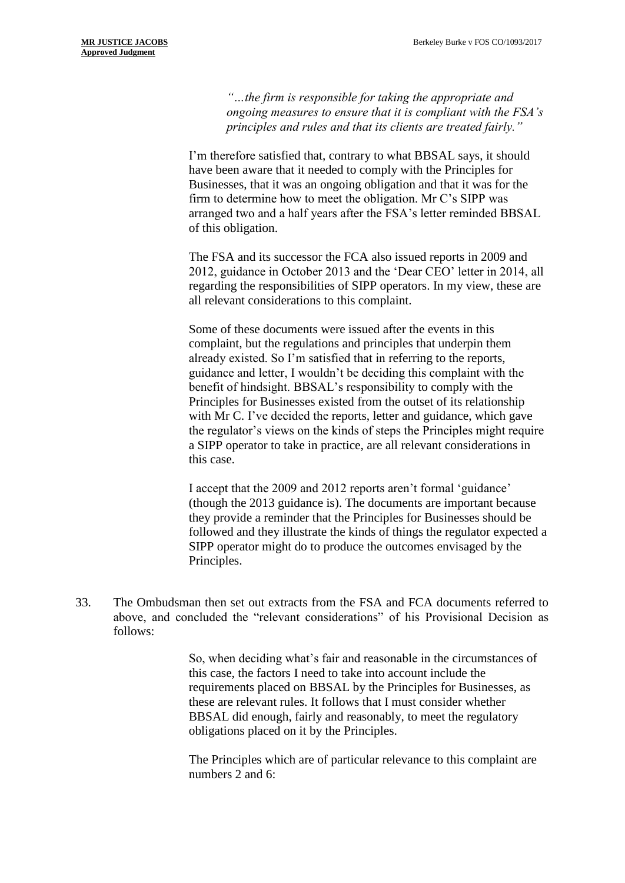> *"…the firm is responsible for taking the appropriate and ongoing measures to ensure that it is compliant with the FSA's principles and rules and that its clients are treated fairly."*

> I'm therefore satisfied that, contrary to what BBSAL says, it should have been aware that it needed to comply with the Principles for Businesses, that it was an ongoing obligation and that it was for the firm to determine how to meet the obligation. Mr C's SIPP was arranged two and a half years after the FSA's letter reminded BBSAL of this obligation.
>
> The FSA and its successor the FCA also issued reports in 2009 and 2012, guidance in October 2013 and the 'Dear CEO' letter in 2014, all regarding the responsibilities of SIPP operators. In my view, these are all relevant considerations to this complaint.
>
> Some of these documents were issued after the events in this complaint, but the regulations and principles that underpin them already existed. So I'm satisfied that in referring to the reports, guidance and letter, I wouldn't be deciding this complaint with the benefit of hindsight. BBSAL's responsibility to comply with the Principles for Businesses existed from the outset of its relationship with Mr C. I've decided the reports, letter and guidance, which gave the regulator's views on the kinds of steps the Principles might require a SIPP operator to take in practice, are all relevant considerations in this case.
>
> I accept that the 2009 and 2012 reports aren't formal 'guidance' (though the 2013 guidance is). The documents are important because they provide a reminder that the Principles for Businesses should be followed and they illustrate the kinds of things the regulator expected a SIPP operator might do to produce the outcomes envisaged by the Principles.

33. The Ombudsman then set out extracts from the FSA and FCA documents referred to above, and concluded the "relevant considerations" of his Provisional Decision as follows:

> So, when deciding what's fair and reasonable in the circumstances of this case, the factors I need to take into account include the requirements placed on BBSAL by the Principles for Businesses, as these are relevant rules. It follows that I must consider whether BBSAL did enough, fairly and reasonably, to meet the regulatory obligations placed on it by the Principles.
>
> The Principles which are of particular relevance to this complaint are numbers 2 and 6: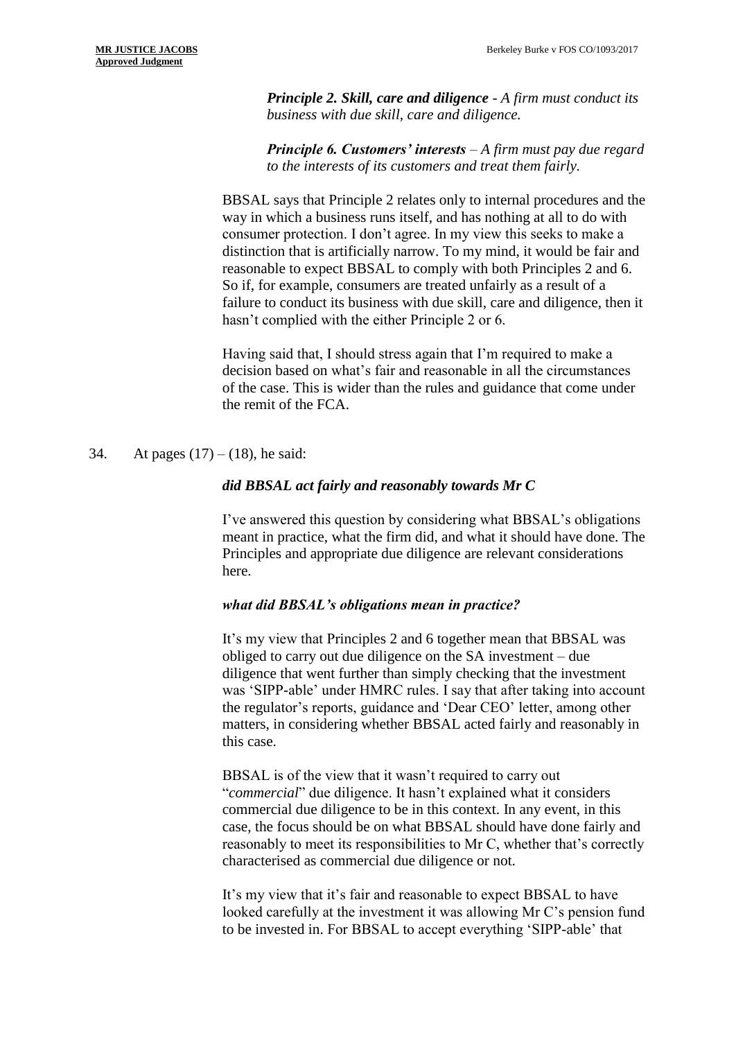> ***Principle 2. Skill, care and diligence** - A firm must conduct its business with due skill, care and diligence.*
>
> ***Principle 6. Customers' interests** – A firm must pay due regard to the interests of its customers and treat them fairly.*
>
> BBSAL says that Principle 2 relates only to internal procedures and the way in which a business runs itself, and has nothing at all to do with consumer protection. I don't agree. In my view this seeks to make a distinction that is artificially narrow. To my mind, it would be fair and reasonable to expect BBSAL to comply with both Principles 2 and 6. So if, for example, consumers are treated unfairly as a result of a failure to conduct its business with due skill, care and diligence, then it hasn't complied with the either Principle 2 or 6.
>
> Having said that, I should stress again that I'm required to make a decision based on what's fair and reasonable in all the circumstances of the case. This is wider than the rules and guidance that come under the remit of the FCA.

34. At pages (17) – (18), he said:

> ***did BBSAL act fairly and reasonably towards Mr C***
>
> I've answered this question by considering what BBSAL's obligations meant in practice, what the firm did, and what it should have done. The Principles and appropriate due diligence are relevant considerations here.
>
> ***what did BBSAL's obligations mean in practice?***
>
> It's my view that Principles 2 and 6 together mean that BBSAL was obliged to carry out due diligence on the SA investment – due diligence that went further than simply checking that the investment was 'SIPP-able' under HMRC rules. I say that after taking into account the regulator's reports, guidance and 'Dear CEO' letter, among other matters, in considering whether BBSAL acted fairly and reasonably in this case.
>
> BBSAL is of the view that it wasn't required to carry out "*commercial*" due diligence. It hasn't explained what it considers commercial due diligence to be in this context. In any event, in this case, the focus should be on what BBSAL should have done fairly and reasonably to meet its responsibilities to Mr C, whether that's correctly characterised as commercial due diligence or not.
>
> It's my view that it's fair and reasonable to expect BBSAL to have looked carefully at the investment it was allowing Mr C's pension fund to be invested in. For BBSAL to accept everything 'SIPP-able' that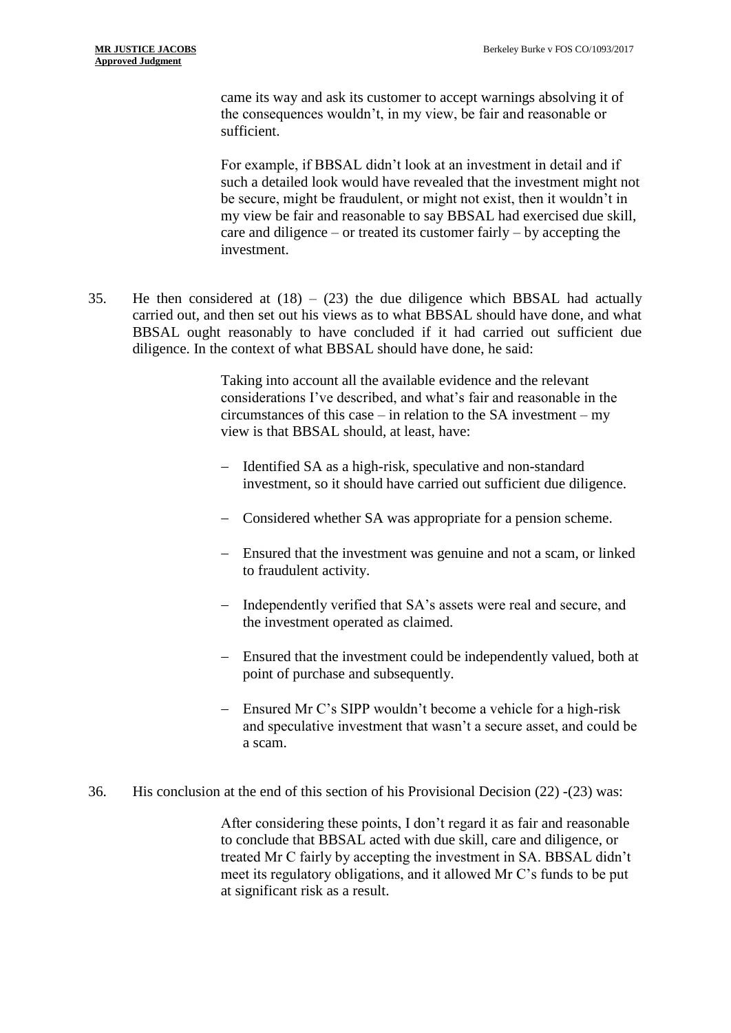came its way and ask its customer to accept warnings absolving it of the consequences wouldn't, in my view, be fair and reasonable or sufficient.

For example, if BBSAL didn't look at an investment in detail and if such a detailed look would have revealed that the investment might not be secure, might be fraudulent, or might not exist, then it wouldn't in my view be fair and reasonable to say BBSAL had exercised due skill, care and diligence – or treated its customer fairly – by accepting the investment.

35. He then considered at (18) – (23) the due diligence which BBSAL had actually carried out, and then set out his views as to what BBSAL should have done, and what BBSAL ought reasonably to have concluded if it had carried out sufficient due diligence. In the context of what BBSAL should have done, he said:

> Taking into account all the available evidence and the relevant considerations I've described, and what's fair and reasonable in the circumstances of this case – in relation to the SA investment – my view is that BBSAL should, at least, have:
>
> - Identified SA as a high-risk, speculative and non-standard investment, so it should have carried out sufficient due diligence.
> - Considered whether SA was appropriate for a pension scheme.
> - Ensured that the investment was genuine and not a scam, or linked to fraudulent activity.
> - Independently verified that SA's assets were real and secure, and the investment operated as claimed.
> - Ensured that the investment could be independently valued, both at point of purchase and subsequently.
> - Ensured Mr C's SIPP wouldn't become a vehicle for a high-risk and speculative investment that wasn't a secure asset, and could be a scam.

36. His conclusion at the end of this section of his Provisional Decision (22) -(23) was:

> After considering these points, I don't regard it as fair and reasonable to conclude that BBSAL acted with due skill, care and diligence, or treated Mr C fairly by accepting the investment in SA. BBSAL didn't meet its regulatory obligations, and it allowed Mr C's funds to be put at significant risk as a result.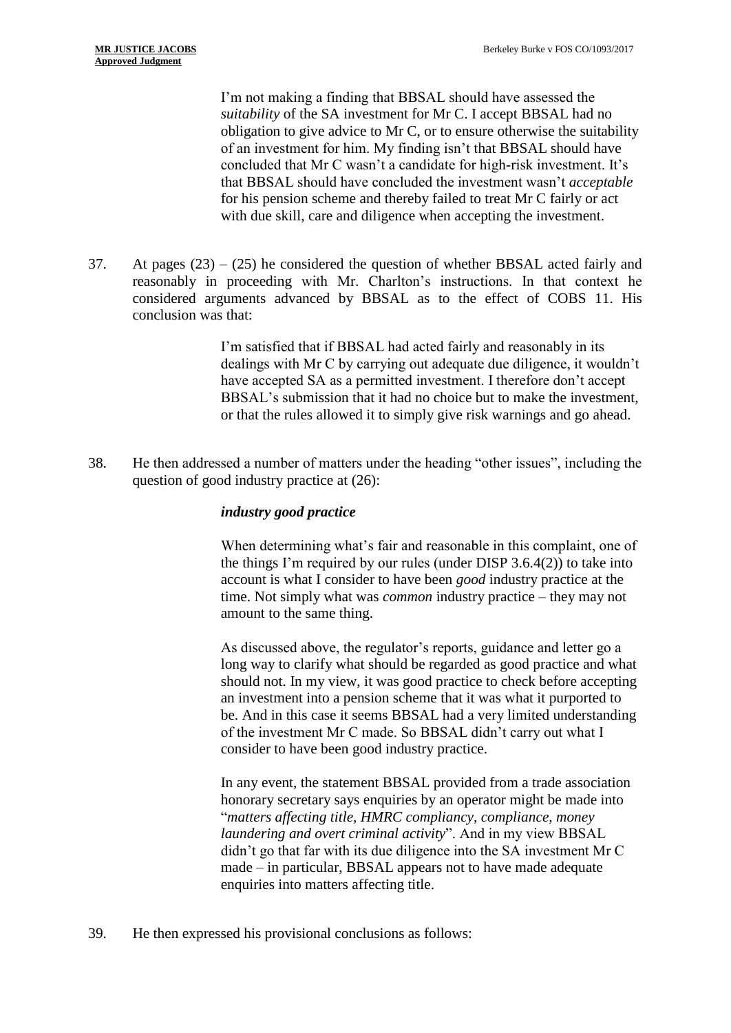> I'm not making a finding that BBSAL should have assessed the *suitability* of the SA investment for Mr C. I accept BBSAL had no obligation to give advice to Mr C, or to ensure otherwise the suitability of an investment for him. My finding isn't that BBSAL should have concluded that Mr C wasn't a candidate for high-risk investment. It's that BBSAL should have concluded the investment wasn't *acceptable* for his pension scheme and thereby failed to treat Mr C fairly or act with due skill, care and diligence when accepting the investment.

37. At pages (23) – (25) he considered the question of whether BBSAL acted fairly and reasonably in proceeding with Mr. Charlton's instructions. In that context he considered arguments advanced by BBSAL as to the effect of COBS 11. His conclusion was that:

> I'm satisfied that if BBSAL had acted fairly and reasonably in its dealings with Mr C by carrying out adequate due diligence, it wouldn't have accepted SA as a permitted investment. I therefore don't accept BBSAL's submission that it had no choice but to make the investment, or that the rules allowed it to simply give risk warnings and go ahead.

38. He then addressed a number of matters under the heading "other issues", including the question of good industry practice at (26):

> ***industry good practice***
>
> When determining what's fair and reasonable in this complaint, one of the things I'm required by our rules (under DISP 3.6.4(2)) to take into account is what I consider to have been *good* industry practice at the time. Not simply what was *common* industry practice – they may not amount to the same thing.
>
> As discussed above, the regulator's reports, guidance and letter go a long way to clarify what should be regarded as good practice and what should not. In my view, it was good practice to check before accepting an investment into a pension scheme that it was what it purported to be. And in this case it seems BBSAL had a very limited understanding of the investment Mr C made. So BBSAL didn't carry out what I consider to have been good industry practice.
>
> In any event, the statement BBSAL provided from a trade association honorary secretary says enquiries by an operator might be made into "*matters affecting title, HMRC compliancy, compliance, money laundering and overt criminal activity*". And in my view BBSAL didn't go that far with its due diligence into the SA investment Mr C made – in particular, BBSAL appears not to have made adequate enquiries into matters affecting title.

39. He then expressed his provisional conclusions as follows: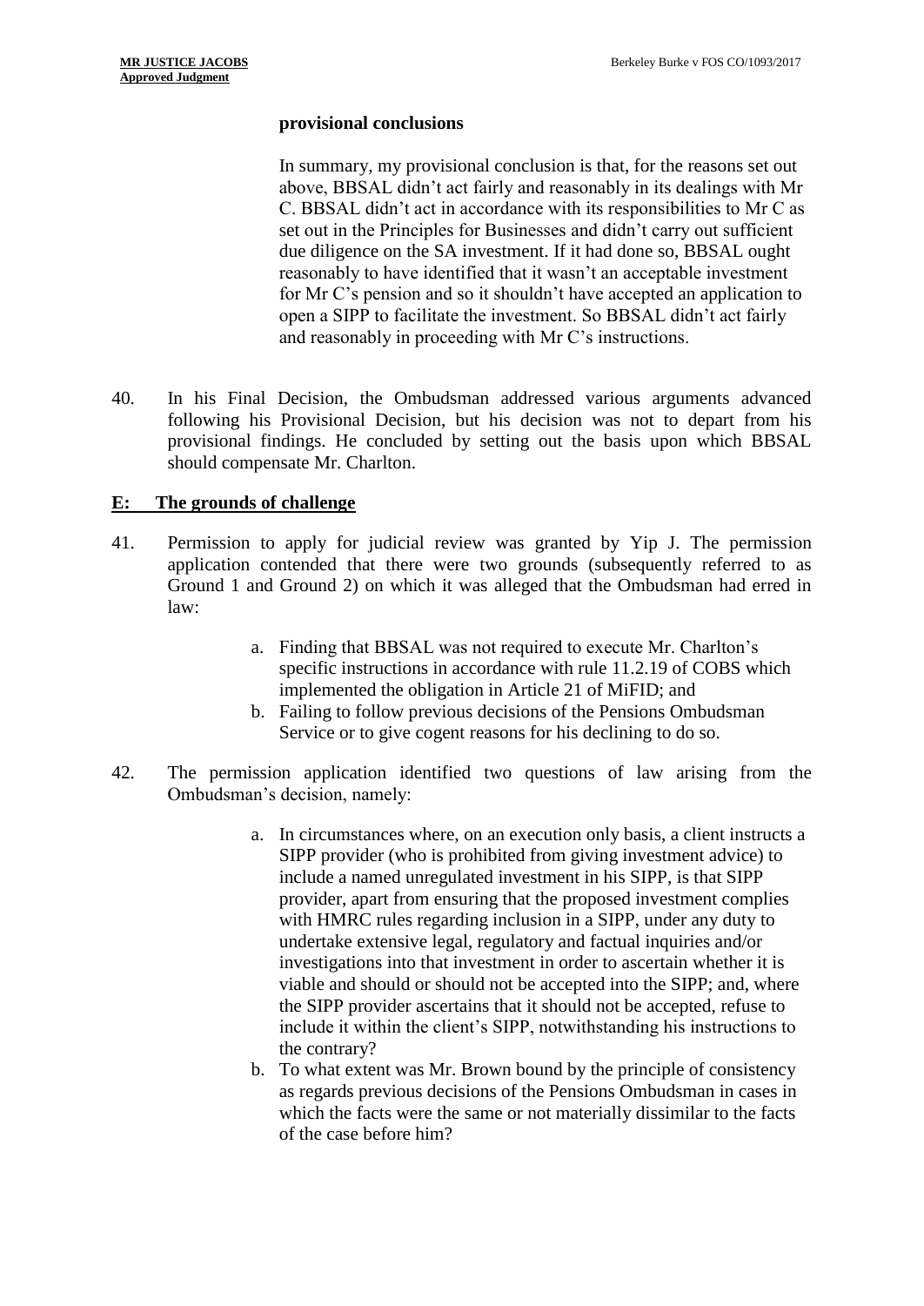**provisional conclusions**

> In summary, my provisional conclusion is that, for the reasons set out above, BBSAL didn't act fairly and reasonably in its dealings with Mr C. BBSAL didn't act in accordance with its responsibilities to Mr C as set out in the Principles for Businesses and didn't carry out sufficient due diligence on the SA investment. If it had done so, BBSAL ought reasonably to have identified that it wasn't an acceptable investment for Mr C's pension and so it shouldn't have accepted an application to open a SIPP to facilitate the investment. So BBSAL didn't act fairly and reasonably in proceeding with Mr C's instructions.

40. In his Final Decision, the Ombudsman addressed various arguments advanced following his Provisional Decision, but his decision was not to depart from his provisional findings. He concluded by setting out the basis upon which BBSAL should compensate Mr. Charlton.

## E: The grounds of challenge

41. Permission to apply for judicial review was granted by Yip J. The permission application contended that there were two grounds (subsequently referred to as Ground 1 and Ground 2) on which it was alleged that the Ombudsman had erred in law:

    a. Finding that BBSAL was not required to execute Mr. Charlton's specific instructions in accordance with rule 11.2.19 of COBS which implemented the obligation in Article 21 of MiFID; and
    b. Failing to follow previous decisions of the Pensions Ombudsman Service or to give cogent reasons for his declining to do so.

42. The permission application identified two questions of law arising from the Ombudsman's decision, namely:

    a. In circumstances where, on an execution only basis, a client instructs a SIPP provider (who is prohibited from giving investment advice) to include a named unregulated investment in his SIPP, is that SIPP provider, apart from ensuring that the proposed investment complies with HMRC rules regarding inclusion in a SIPP, under any duty to undertake extensive legal, regulatory and factual inquiries and/or investigations into that investment in order to ascertain whether it is viable and should or should not be accepted into the SIPP; and, where the SIPP provider ascertains that it should not be accepted, refuse to include it within the client's SIPP, notwithstanding his instructions to the contrary?
    b. To what extent was Mr. Brown bound by the principle of consistency as regards previous decisions of the Pensions Ombudsman in cases in which the facts were the same or not materially dissimilar to the facts of the case before him?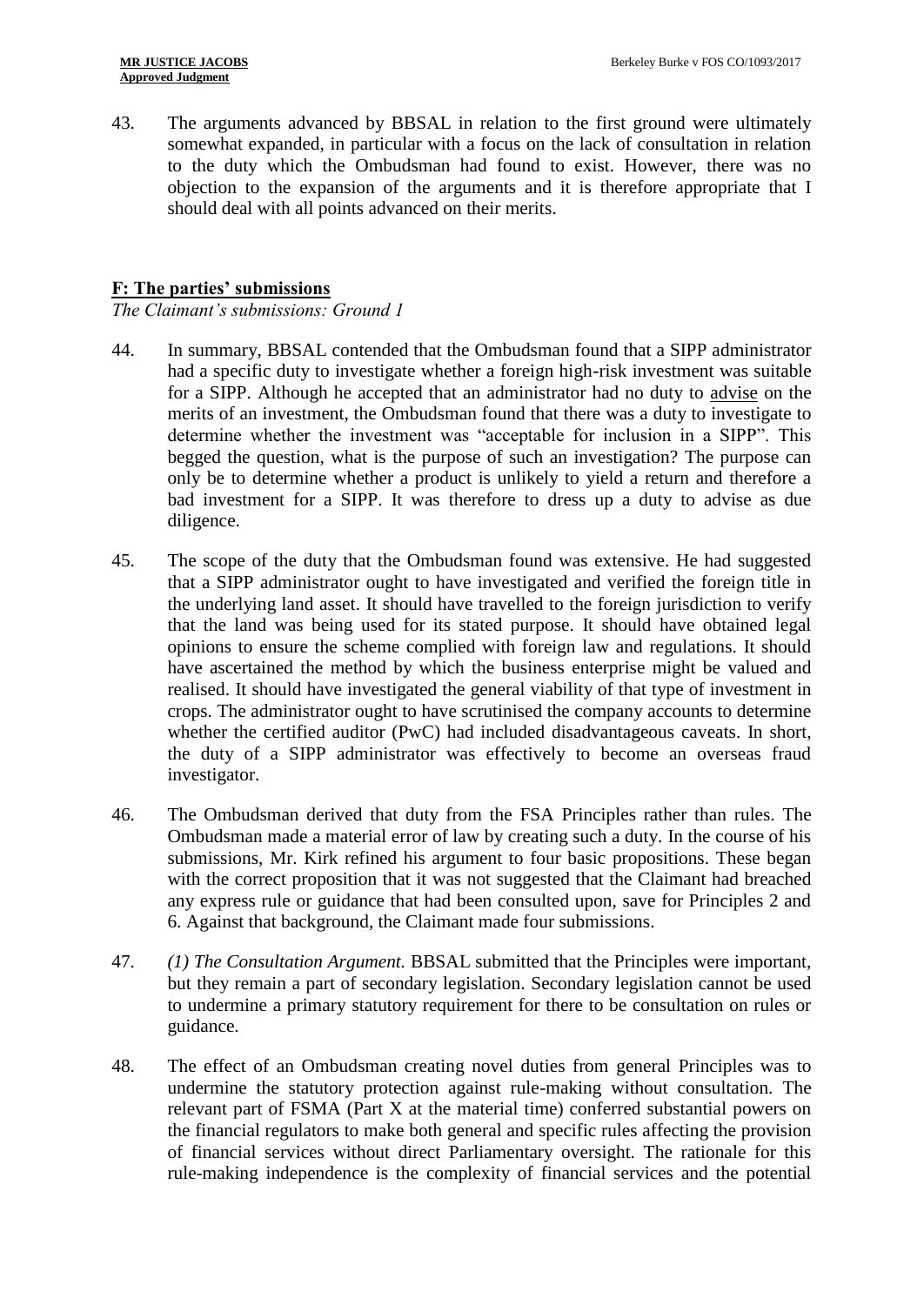43. The arguments advanced by BBSAL in relation to the first ground were ultimately somewhat expanded, in particular with a focus on the lack of consultation in relation to the duty which the Ombudsman had found to exist. However, there was no objection to the expansion of the arguments and it is therefore appropriate that I should deal with all points advanced on their merits.

## F: The parties' submissions

*The Claimant's submissions: Ground 1*

44. In summary, BBSAL contended that the Ombudsman found that a SIPP administrator had a specific duty to investigate whether a foreign high-risk investment was suitable for a SIPP. Although he accepted that an administrator had no duty to advise on the merits of an investment, the Ombudsman found that there was a duty to investigate to determine whether the investment was "acceptable for inclusion in a SIPP". This begged the question, what is the purpose of such an investigation? The purpose can only be to determine whether a product is unlikely to yield a return and therefore a bad investment for a SIPP. It was therefore to dress up a duty to advise as due diligence.

45. The scope of the duty that the Ombudsman found was extensive. He had suggested that a SIPP administrator ought to have investigated and verified the foreign title in the underlying land asset. It should have travelled to the foreign jurisdiction to verify that the land was being used for its stated purpose. It should have obtained legal opinions to ensure the scheme complied with foreign law and regulations. It should have ascertained the method by which the business enterprise might be valued and realised. It should have investigated the general viability of that type of investment in crops. The administrator ought to have scrutinised the company accounts to determine whether the certified auditor (PwC) had included disadvantageous caveats. In short, the duty of a SIPP administrator was effectively to become an overseas fraud investigator.

46. The Ombudsman derived that duty from the FSA Principles rather than rules. The Ombudsman made a material error of law by creating such a duty. In the course of his submissions, Mr. Kirk refined his argument to four basic propositions. These began with the correct proposition that it was not suggested that the Claimant had breached any express rule or guidance that had been consulted upon, save for Principles 2 and 6. Against that background, the Claimant made four submissions.

47. *(1) The Consultation Argument.* BBSAL submitted that the Principles were important, but they remain a part of secondary legislation. Secondary legislation cannot be used to undermine a primary statutory requirement for there to be consultation on rules or guidance.

48. The effect of an Ombudsman creating novel duties from general Principles was to undermine the statutory protection against rule-making without consultation. The relevant part of FSMA (Part X at the material time) conferred substantial powers on the financial regulators to make both general and specific rules affecting the provision of financial services without direct Parliamentary oversight. The rationale for this rule-making independence is the complexity of financial services and the potential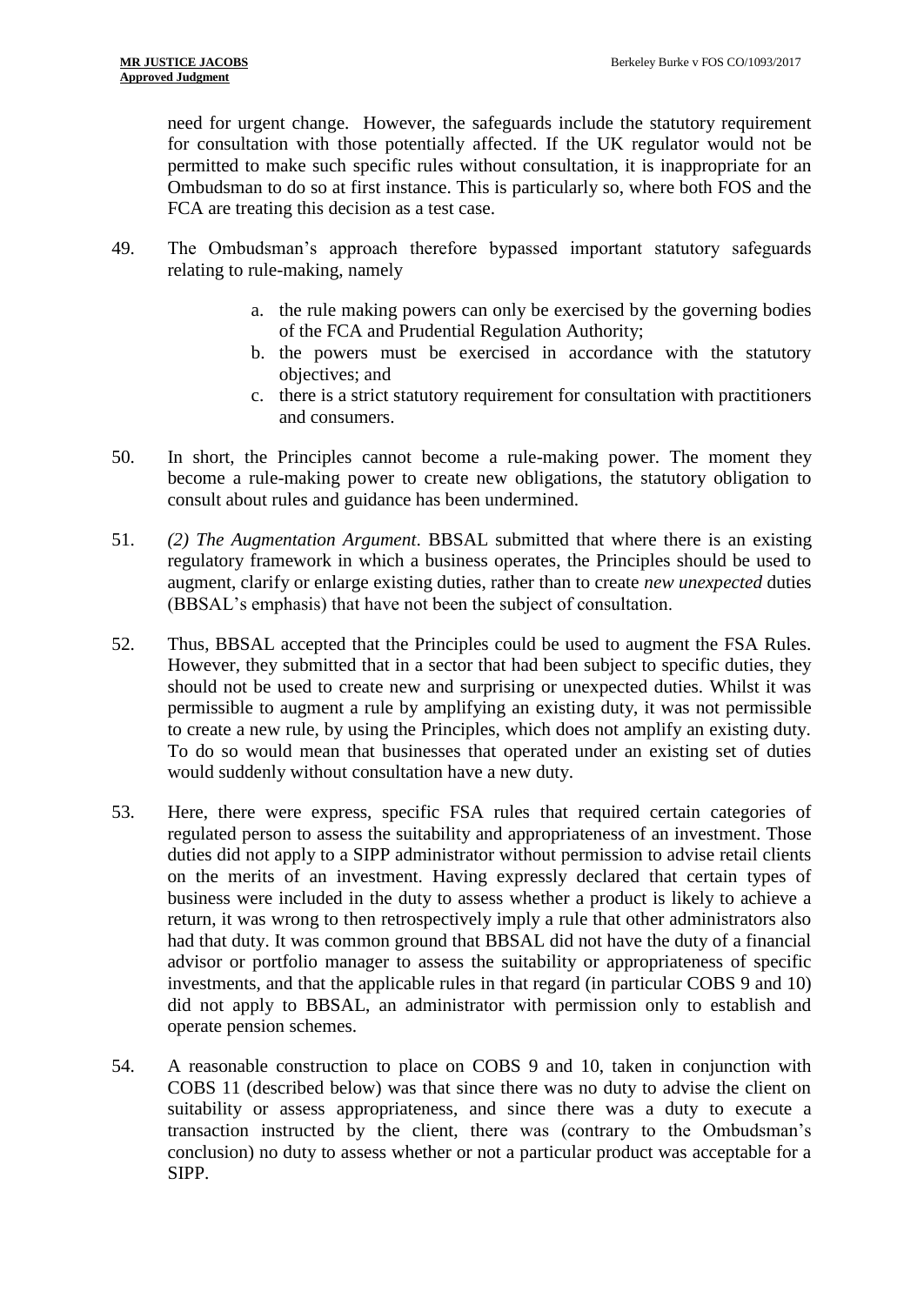need for urgent change. However, the safeguards include the statutory requirement for consultation with those potentially affected. If the UK regulator would not be permitted to make such specific rules without consultation, it is inappropriate for an Ombudsman to do so at first instance. This is particularly so, where both FOS and the FCA are treating this decision as a test case.

49. The Ombudsman's approach therefore bypassed important statutory safeguards relating to rule-making, namely

    a. the rule making powers can only be exercised by the governing bodies of the FCA and Prudential Regulation Authority;
    b. the powers must be exercised in accordance with the statutory objectives; and
    c. there is a strict statutory requirement for consultation with practitioners and consumers.

50. In short, the Principles cannot become a rule-making power. The moment they become a rule-making power to create new obligations, the statutory obligation to consult about rules and guidance has been undermined.

51. *(2) The Augmentation Argument*. BBSAL submitted that where there is an existing regulatory framework in which a business operates, the Principles should be used to augment, clarify or enlarge existing duties, rather than to create *new unexpected* duties (BBSAL's emphasis) that have not been the subject of consultation.

52. Thus, BBSAL accepted that the Principles could be used to augment the FSA Rules. However, they submitted that in a sector that had been subject to specific duties, they should not be used to create new and surprising or unexpected duties. Whilst it was permissible to augment a rule by amplifying an existing duty, it was not permissible to create a new rule, by using the Principles, which does not amplify an existing duty. To do so would mean that businesses that operated under an existing set of duties would suddenly without consultation have a new duty.

53. Here, there were express, specific FSA rules that required certain categories of regulated person to assess the suitability and appropriateness of an investment. Those duties did not apply to a SIPP administrator without permission to advise retail clients on the merits of an investment. Having expressly declared that certain types of business were included in the duty to assess whether a product is likely to achieve a return, it was wrong to then retrospectively imply a rule that other administrators also had that duty. It was common ground that BBSAL did not have the duty of a financial advisor or portfolio manager to assess the suitability or appropriateness of specific investments, and that the applicable rules in that regard (in particular COBS 9 and 10) did not apply to BBSAL, an administrator with permission only to establish and operate pension schemes.

54. A reasonable construction to place on COBS 9 and 10, taken in conjunction with COBS 11 (described below) was that since there was no duty to advise the client on suitability or assess appropriateness, and since there was a duty to execute a transaction instructed by the client, there was (contrary to the Ombudsman's conclusion) no duty to assess whether or not a particular product was acceptable for a SIPP.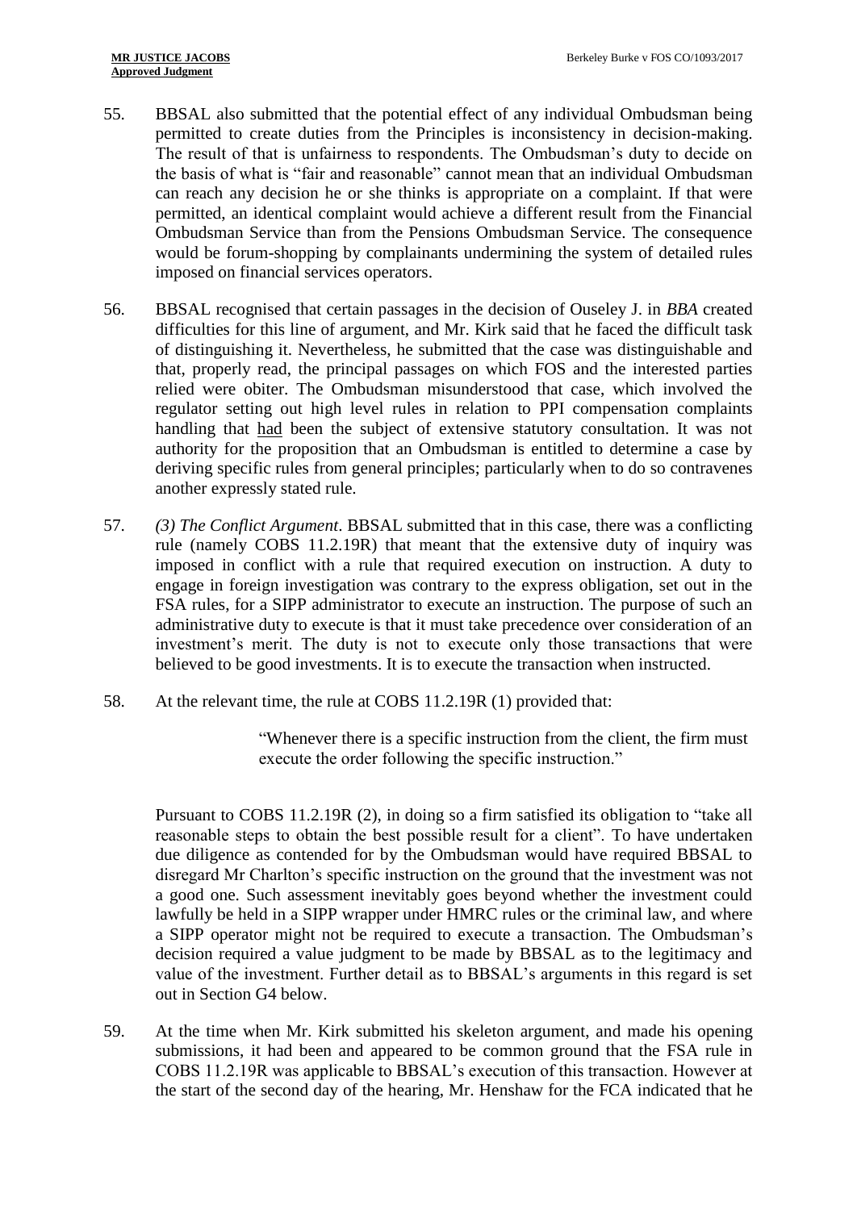55. BBSAL also submitted that the potential effect of any individual Ombudsman being permitted to create duties from the Principles is inconsistency in decision-making. The result of that is unfairness to respondents. The Ombudsman's duty to decide on the basis of what is "fair and reasonable" cannot mean that an individual Ombudsman can reach any decision he or she thinks is appropriate on a complaint. If that were permitted, an identical complaint would achieve a different result from the Financial Ombudsman Service than from the Pensions Ombudsman Service. The consequence would be forum-shopping by complainants undermining the system of detailed rules imposed on financial services operators.

56. BBSAL recognised that certain passages in the decision of Ouseley J. in *BBA* created difficulties for this line of argument, and Mr. Kirk said that he faced the difficult task of distinguishing it. Nevertheless, he submitted that the case was distinguishable and that, properly read, the principal passages on which FOS and the interested parties relied were obiter. The Ombudsman misunderstood that case, which involved the regulator setting out high level rules in relation to PPI compensation complaints handling that had been the subject of extensive statutory consultation. It was not authority for the proposition that an Ombudsman is entitled to determine a case by deriving specific rules from general principles; particularly when to do so contravenes another expressly stated rule.

57. *(3) The Conflict Argument*. BBSAL submitted that in this case, there was a conflicting rule (namely COBS 11.2.19R) that meant that the extensive duty of inquiry was imposed in conflict with a rule that required execution on instruction. A duty to engage in foreign investigation was contrary to the express obligation, set out in the FSA rules, for a SIPP administrator to execute an instruction. The purpose of such an administrative duty to execute is that it must take precedence over consideration of an investment's merit. The duty is not to execute only those transactions that were believed to be good investments. It is to execute the transaction when instructed.

58. At the relevant time, the rule at COBS 11.2.19R (1) provided that:

> "Whenever there is a specific instruction from the client, the firm must execute the order following the specific instruction."

Pursuant to COBS 11.2.19R (2), in doing so a firm satisfied its obligation to "take all reasonable steps to obtain the best possible result for a client". To have undertaken due diligence as contended for by the Ombudsman would have required BBSAL to disregard Mr Charlton's specific instruction on the ground that the investment was not a good one. Such assessment inevitably goes beyond whether the investment could lawfully be held in a SIPP wrapper under HMRC rules or the criminal law, and where a SIPP operator might not be required to execute a transaction. The Ombudsman's decision required a value judgment to be made by BBSAL as to the legitimacy and value of the investment. Further detail as to BBSAL's arguments in this regard is set out in Section G4 below.

59. At the time when Mr. Kirk submitted his skeleton argument, and made his opening submissions, it had been and appeared to be common ground that the FSA rule in COBS 11.2.19R was applicable to BBSAL's execution of this transaction. However at the start of the second day of the hearing, Mr. Henshaw for the FCA indicated that he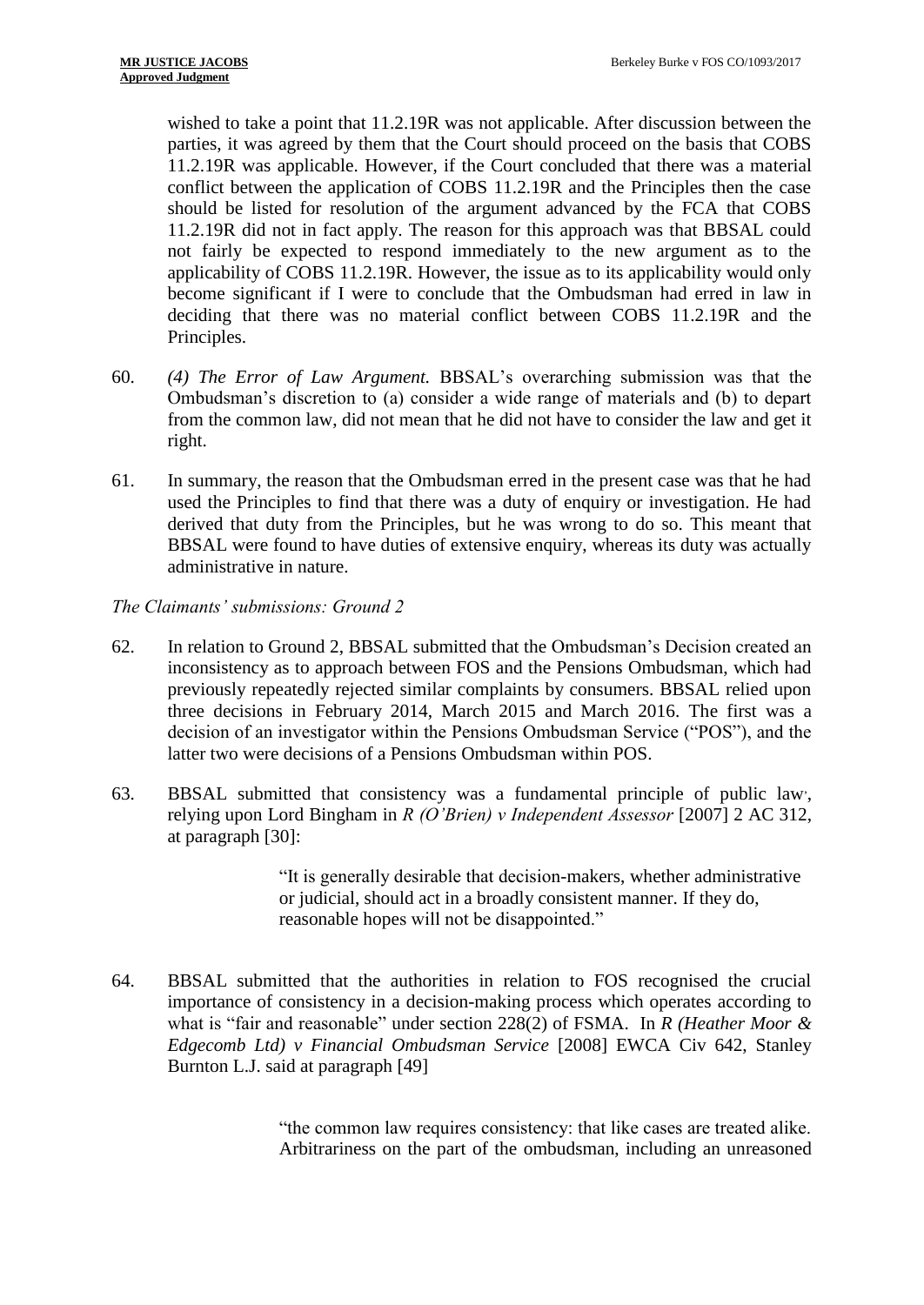wished to take a point that 11.2.19R was not applicable. After discussion between the parties, it was agreed by them that the Court should proceed on the basis that COBS 11.2.19R was applicable. However, if the Court concluded that there was a material conflict between the application of COBS 11.2.19R and the Principles then the case should be listed for resolution of the argument advanced by the FCA that COBS 11.2.19R did not in fact apply. The reason for this approach was that BBSAL could not fairly be expected to respond immediately to the new argument as to the applicability of COBS 11.2.19R. However, the issue as to its applicability would only become significant if I were to conclude that the Ombudsman had erred in law in deciding that there was no material conflict between COBS 11.2.19R and the Principles.

60. *(4) The Error of Law Argument.* BBSAL's overarching submission was that the Ombudsman's discretion to (a) consider a wide range of materials and (b) to depart from the common law, did not mean that he did not have to consider the law and get it right.

61. In summary, the reason that the Ombudsman erred in the present case was that he had used the Principles to find that there was a duty of enquiry or investigation. He had derived that duty from the Principles, but he was wrong to do so. This meant that BBSAL were found to have duties of extensive enquiry, whereas its duty was actually administrative in nature.

*The Claimants' submissions: Ground 2*

62. In relation to Ground 2, BBSAL submitted that the Ombudsman's Decision created an inconsistency as to approach between FOS and the Pensions Ombudsman, which had previously repeatedly rejected similar complaints by consumers. BBSAL relied upon three decisions in February 2014, March 2015 and March 2016. The first was a decision of an investigator within the Pensions Ombudsman Service ("POS"), and the latter two were decisions of a Pensions Ombudsman within POS.

63. BBSAL submitted that consistency was a fundamental principle of public law, relying upon Lord Bingham in *R (O'Brien) v Independent Assessor* [2007] 2 AC 312, at paragraph [30]:

> "It is generally desirable that decision-makers, whether administrative or judicial, should act in a broadly consistent manner. If they do, reasonable hopes will not be disappointed."

64. BBSAL submitted that the authorities in relation to FOS recognised the crucial importance of consistency in a decision-making process which operates according to what is "fair and reasonable" under section 228(2) of FSMA. In *R (Heather Moor & Edgecomb Ltd) v Financial Ombudsman Service* [2008] EWCA Civ 642, Stanley Burnton L.J. said at paragraph [49]

> "the common law requires consistency: that like cases are treated alike. Arbitrariness on the part of the ombudsman, including an unreasoned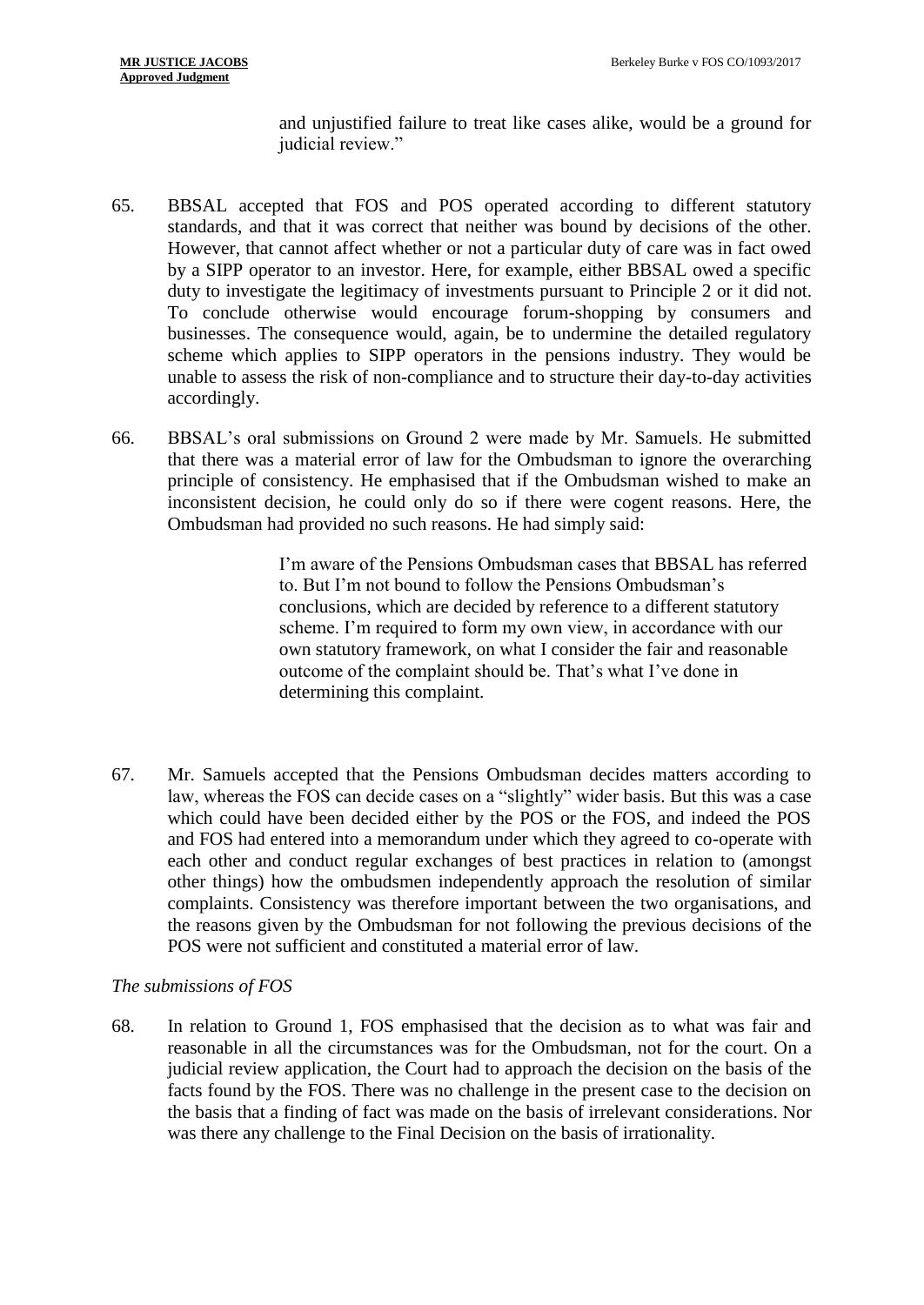and unjustified failure to treat like cases alike, would be a ground for judicial review."

65. BBSAL accepted that FOS and POS operated according to different statutory standards, and that it was correct that neither was bound by decisions of the other. However, that cannot affect whether or not a particular duty of care was in fact owed by a SIPP operator to an investor. Here, for example, either BBSAL owed a specific duty to investigate the legitimacy of investments pursuant to Principle 2 or it did not. To conclude otherwise would encourage forum-shopping by consumers and businesses. The consequence would, again, be to undermine the detailed regulatory scheme which applies to SIPP operators in the pensions industry. They would be unable to assess the risk of non-compliance and to structure their day-to-day activities accordingly.

66. BBSAL's oral submissions on Ground 2 were made by Mr. Samuels. He submitted that there was a material error of law for the Ombudsman to ignore the overarching principle of consistency. He emphasised that if the Ombudsman wished to make an inconsistent decision, he could only do so if there were cogent reasons. Here, the Ombudsman had provided no such reasons. He had simply said:

> I'm aware of the Pensions Ombudsman cases that BBSAL has referred to. But I'm not bound to follow the Pensions Ombudsman's conclusions, which are decided by reference to a different statutory scheme. I'm required to form my own view, in accordance with our own statutory framework, on what I consider the fair and reasonable outcome of the complaint should be. That's what I've done in determining this complaint.

67. Mr. Samuels accepted that the Pensions Ombudsman decides matters according to law, whereas the FOS can decide cases on a "slightly" wider basis. But this was a case which could have been decided either by the POS or the FOS, and indeed the POS and FOS had entered into a memorandum under which they agreed to co-operate with each other and conduct regular exchanges of best practices in relation to (amongst other things) how the ombudsmen independently approach the resolution of similar complaints. Consistency was therefore important between the two organisations, and the reasons given by the Ombudsman for not following the previous decisions of the POS were not sufficient and constituted a material error of law.

*The submissions of FOS*

68. In relation to Ground 1, FOS emphasised that the decision as to what was fair and reasonable in all the circumstances was for the Ombudsman, not for the court. On a judicial review application, the Court had to approach the decision on the basis of the facts found by the FOS. There was no challenge in the present case to the decision on the basis that a finding of fact was made on the basis of irrelevant considerations. Nor was there any challenge to the Final Decision on the basis of irrationality.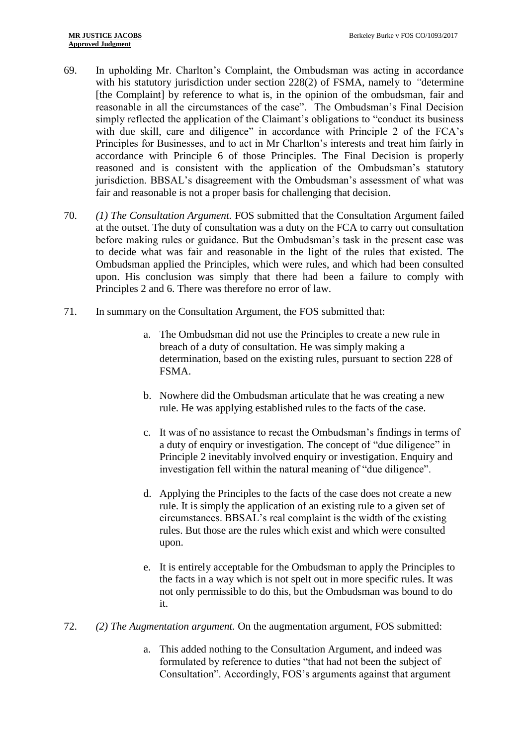69. In upholding Mr. Charlton's Complaint, the Ombudsman was acting in accordance with his statutory jurisdiction under section 228(2) of FSMA, namely to *"*determine [the Complaint] by reference to what is, in the opinion of the ombudsman, fair and reasonable in all the circumstances of the case". The Ombudsman's Final Decision simply reflected the application of the Claimant's obligations to "conduct its business with due skill, care and diligence" in accordance with Principle 2 of the FCA's Principles for Businesses, and to act in Mr Charlton's interests and treat him fairly in accordance with Principle 6 of those Principles. The Final Decision is properly reasoned and is consistent with the application of the Ombudsman's statutory jurisdiction. BBSAL's disagreement with the Ombudsman's assessment of what was fair and reasonable is not a proper basis for challenging that decision.

70. *(1) The Consultation Argument.* FOS submitted that the Consultation Argument failed at the outset. The duty of consultation was a duty on the FCA to carry out consultation before making rules or guidance. But the Ombudsman's task in the present case was to decide what was fair and reasonable in the light of the rules that existed. The Ombudsman applied the Principles, which were rules, and which had been consulted upon. His conclusion was simply that there had been a failure to comply with Principles 2 and 6. There was therefore no error of law.

71. In summary on the Consultation Argument, the FOS submitted that:

    a. The Ombudsman did not use the Principles to create a new rule in breach of a duty of consultation. He was simply making a determination, based on the existing rules, pursuant to section 228 of FSMA.

    b. Nowhere did the Ombudsman articulate that he was creating a new rule. He was applying established rules to the facts of the case.

    c. It was of no assistance to recast the Ombudsman's findings in terms of a duty of enquiry or investigation. The concept of "due diligence" in Principle 2 inevitably involved enquiry or investigation. Enquiry and investigation fell within the natural meaning of "due diligence".

    d. Applying the Principles to the facts of the case does not create a new rule. It is simply the application of an existing rule to a given set of circumstances. BBSAL's real complaint is the width of the existing rules. But those are the rules which exist and which were consulted upon.

    e. It is entirely acceptable for the Ombudsman to apply the Principles to the facts in a way which is not spelt out in more specific rules. It was not only permissible to do this, but the Ombudsman was bound to do it.

72. *(2) The Augmentation argument.* On the augmentation argument, FOS submitted:

    a. This added nothing to the Consultation Argument, and indeed was formulated by reference to duties "that had not been the subject of Consultation". Accordingly, FOS's arguments against that argument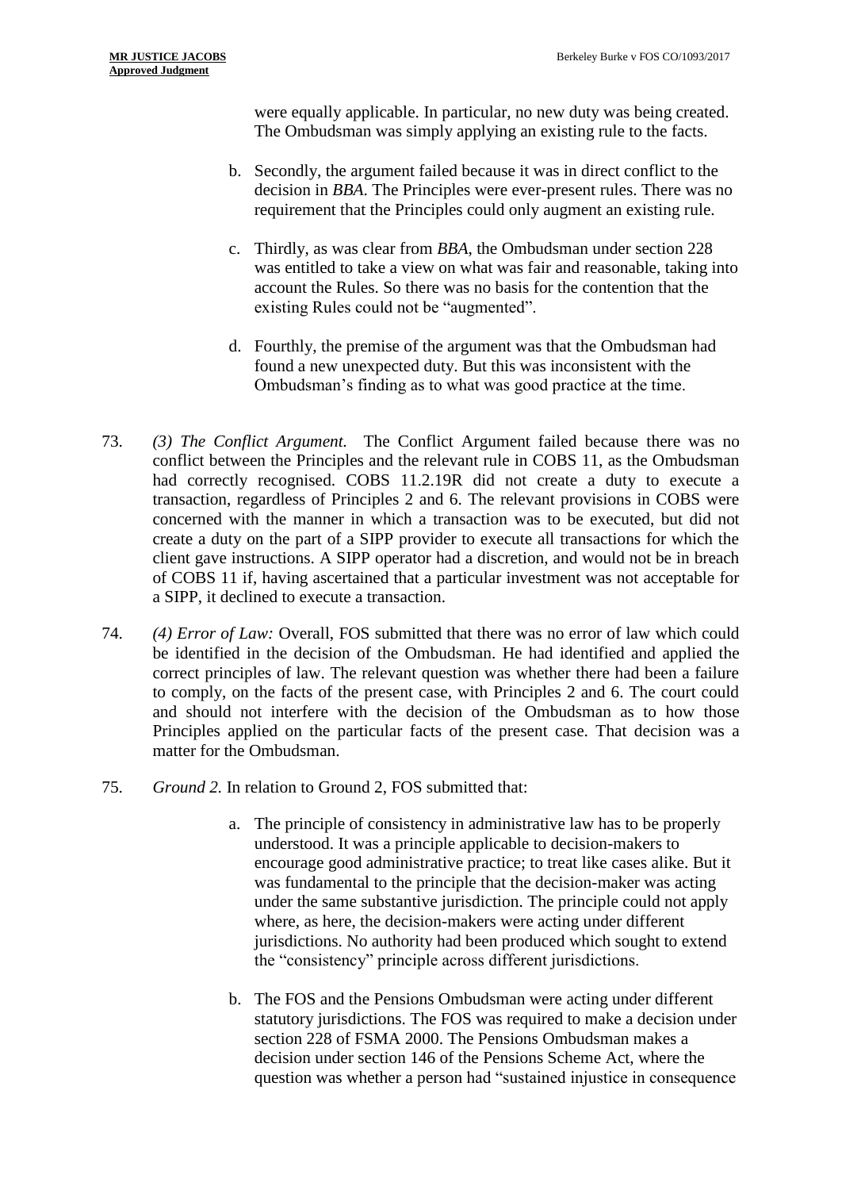were equally applicable. In particular, no new duty was being created. The Ombudsman was simply applying an existing rule to the facts.

b. Secondly, the argument failed because it was in direct conflict to the decision in *BBA*. The Principles were ever-present rules. There was no requirement that the Principles could only augment an existing rule.

c. Thirdly, as was clear from *BBA*, the Ombudsman under section 228 was entitled to take a view on what was fair and reasonable, taking into account the Rules. So there was no basis for the contention that the existing Rules could not be "augmented".

d. Fourthly, the premise of the argument was that the Ombudsman had found a new unexpected duty. But this was inconsistent with the Ombudsman's finding as to what was good practice at the time.

73. *(3) The Conflict Argument.* The Conflict Argument failed because there was no conflict between the Principles and the relevant rule in COBS 11, as the Ombudsman had correctly recognised. COBS 11.2.19R did not create a duty to execute a transaction, regardless of Principles 2 and 6. The relevant provisions in COBS were concerned with the manner in which a transaction was to be executed, but did not create a duty on the part of a SIPP provider to execute all transactions for which the client gave instructions. A SIPP operator had a discretion, and would not be in breach of COBS 11 if, having ascertained that a particular investment was not acceptable for a SIPP, it declined to execute a transaction.

74. *(4) Error of Law:* Overall, FOS submitted that there was no error of law which could be identified in the decision of the Ombudsman. He had identified and applied the correct principles of law. The relevant question was whether there had been a failure to comply, on the facts of the present case, with Principles 2 and 6. The court could and should not interfere with the decision of the Ombudsman as to how those Principles applied on the particular facts of the present case. That decision was a matter for the Ombudsman.

75. *Ground 2.* In relation to Ground 2, FOS submitted that:

a. The principle of consistency in administrative law has to be properly understood. It was a principle applicable to decision-makers to encourage good administrative practice; to treat like cases alike. But it was fundamental to the principle that the decision-maker was acting under the same substantive jurisdiction. The principle could not apply where, as here, the decision-makers were acting under different jurisdictions. No authority had been produced which sought to extend the "consistency" principle across different jurisdictions.

b. The FOS and the Pensions Ombudsman were acting under different statutory jurisdictions. The FOS was required to make a decision under section 228 of FSMA 2000. The Pensions Ombudsman makes a decision under section 146 of the Pensions Scheme Act, where the question was whether a person had "sustained injustice in consequence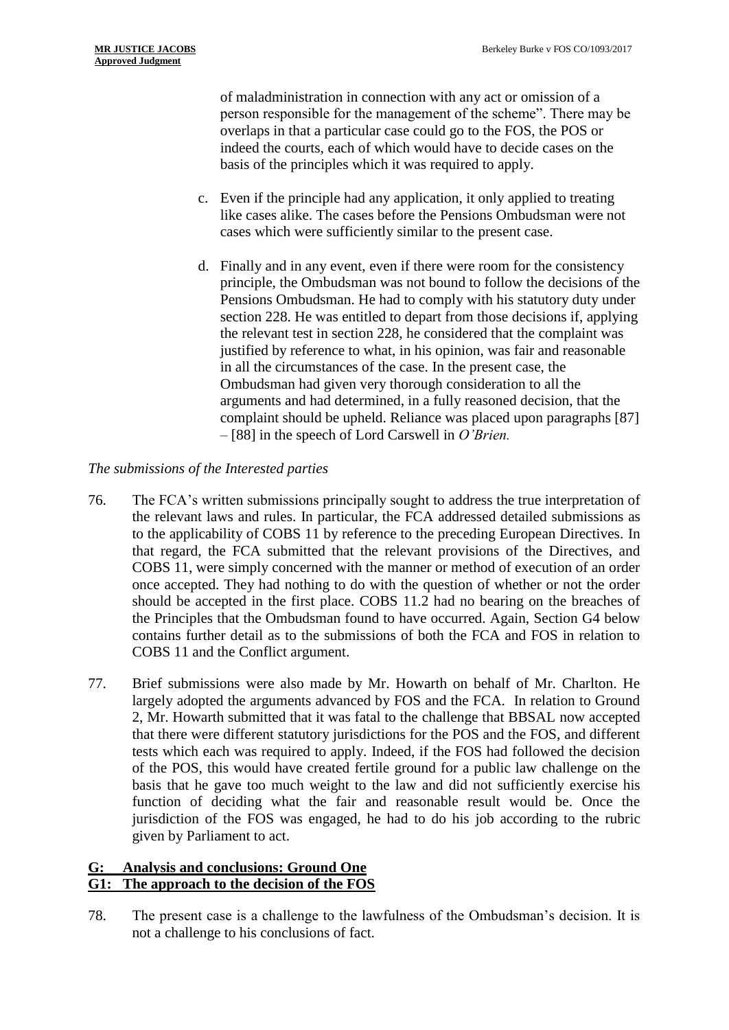of maladministration in connection with any act or omission of a person responsible for the management of the scheme". There may be overlaps in that a particular case could go to the FOS, the POS or indeed the courts, each of which would have to decide cases on the basis of the principles which it was required to apply.

c. Even if the principle had any application, it only applied to treating like cases alike. The cases before the Pensions Ombudsman were not cases which were sufficiently similar to the present case.

d. Finally and in any event, even if there were room for the consistency principle, the Ombudsman was not bound to follow the decisions of the Pensions Ombudsman. He had to comply with his statutory duty under section 228. He was entitled to depart from those decisions if, applying the relevant test in section 228, he considered that the complaint was justified by reference to what, in his opinion, was fair and reasonable in all the circumstances of the case. In the present case, the Ombudsman had given very thorough consideration to all the arguments and had determined, in a fully reasoned decision, that the complaint should be upheld. Reliance was placed upon paragraphs [87] – [88] in the speech of Lord Carswell in *O'Brien*.

*The submissions of the Interested parties*

76. The FCA's written submissions principally sought to address the true interpretation of the relevant laws and rules. In particular, the FCA addressed detailed submissions as to the applicability of COBS 11 by reference to the preceding European Directives. In that regard, the FCA submitted that the relevant provisions of the Directives, and COBS 11, were simply concerned with the manner or method of execution of an order once accepted. They had nothing to do with the question of whether or not the order should be accepted in the first place. COBS 11.2 had no bearing on the breaches of the Principles that the Ombudsman found to have occurred. Again, Section G4 below contains further detail as to the submissions of both the FCA and FOS in relation to COBS 11 and the Conflict argument.

77. Brief submissions were also made by Mr. Howarth on behalf of Mr. Charlton. He largely adopted the arguments advanced by FOS and the FCA. In relation to Ground 2, Mr. Howarth submitted that it was fatal to the challenge that BBSAL now accepted that there were different statutory jurisdictions for the POS and the FOS, and different tests which each was required to apply. Indeed, if the FOS had followed the decision of the POS, this would have created fertile ground for a public law challenge on the basis that he gave too much weight to the law and did not sufficiently exercise his function of deciding what the fair and reasonable result would be. Once the jurisdiction of the FOS was engaged, he had to do his job according to the rubric given by Parliament to act.

## G: Analysis and conclusions: Ground One

## G1: The approach to the decision of the FOS

78. The present case is a challenge to the lawfulness of the Ombudsman's decision. It is not a challenge to his conclusions of fact.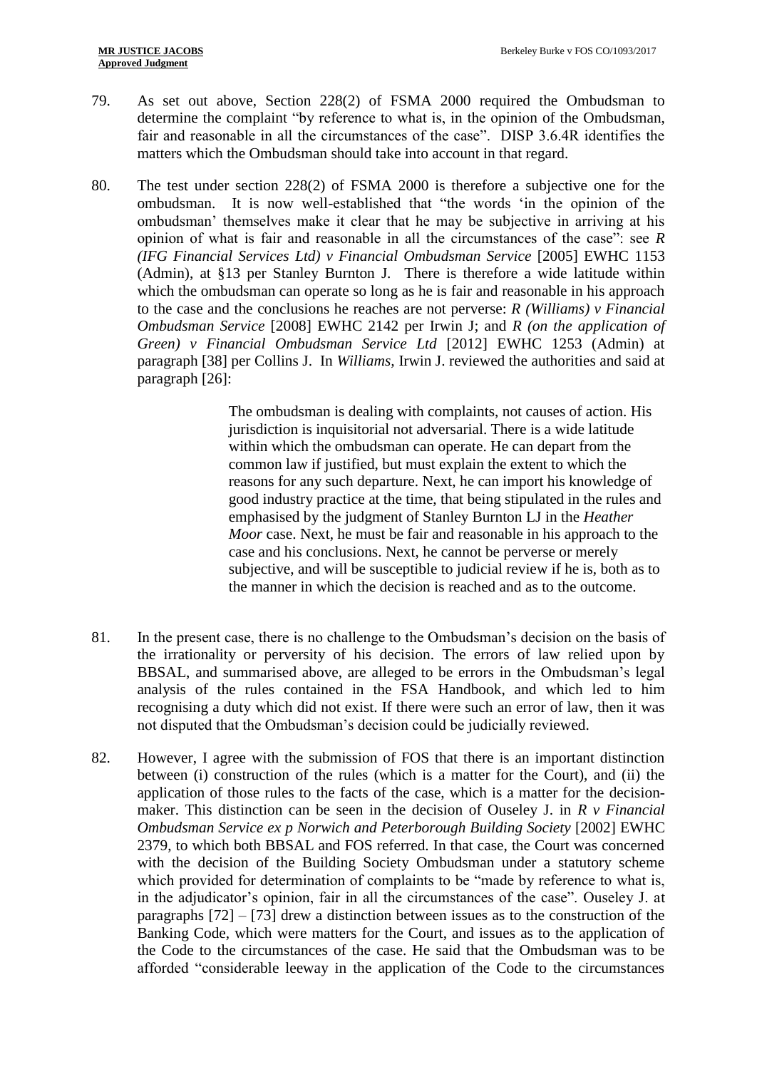79. As set out above, Section 228(2) of FSMA 2000 required the Ombudsman to determine the complaint "by reference to what is, in the opinion of the Ombudsman, fair and reasonable in all the circumstances of the case". DISP 3.6.4R identifies the matters which the Ombudsman should take into account in that regard.

80. The test under section 228(2) of FSMA 2000 is therefore a subjective one for the ombudsman. It is now well-established that "the words 'in the opinion of the ombudsman' themselves make it clear that he may be subjective in arriving at his opinion of what is fair and reasonable in all the circumstances of the case": see *R (IFG Financial Services Ltd) v Financial Ombudsman Service* [2005] EWHC 1153 (Admin), at §13 per Stanley Burnton J. There is therefore a wide latitude within which the ombudsman can operate so long as he is fair and reasonable in his approach to the case and the conclusions he reaches are not perverse: *R (Williams) v Financial Ombudsman Service* [2008] EWHC 2142 per Irwin J; and *R (on the application of Green) v Financial Ombudsman Service Ltd* [2012] EWHC 1253 (Admin) at paragraph [38] per Collins J. In *Williams*, Irwin J. reviewed the authorities and said at paragraph [26]:

> The ombudsman is dealing with complaints, not causes of action. His jurisdiction is inquisitorial not adversarial. There is a wide latitude within which the ombudsman can operate. He can depart from the common law if justified, but must explain the extent to which the reasons for any such departure. Next, he can import his knowledge of good industry practice at the time, that being stipulated in the rules and emphasised by the judgment of Stanley Burnton LJ in the *Heather Moor* case. Next, he must be fair and reasonable in his approach to the case and his conclusions. Next, he cannot be perverse or merely subjective, and will be susceptible to judicial review if he is, both as to the manner in which the decision is reached and as to the outcome.

81. In the present case, there is no challenge to the Ombudsman's decision on the basis of the irrationality or perversity of his decision. The errors of law relied upon by BBSAL, and summarised above, are alleged to be errors in the Ombudsman's legal analysis of the rules contained in the FSA Handbook, and which led to him recognising a duty which did not exist. If there were such an error of law, then it was not disputed that the Ombudsman's decision could be judicially reviewed.

82. However, I agree with the submission of FOS that there is an important distinction between (i) construction of the rules (which is a matter for the Court), and (ii) the application of those rules to the facts of the case, which is a matter for the decision-maker. This distinction can be seen in the decision of Ouseley J. in *R v Financial Ombudsman Service ex p Norwich and Peterborough Building Society* [2002] EWHC 2379, to which both BBSAL and FOS referred. In that case, the Court was concerned with the decision of the Building Society Ombudsman under a statutory scheme which provided for determination of complaints to be "made by reference to what is, in the adjudicator's opinion, fair in all the circumstances of the case". Ouseley J. at paragraphs [72] – [73] drew a distinction between issues as to the construction of the Banking Code, which were matters for the Court, and issues as to the application of the Code to the circumstances of the case. He said that the Ombudsman was to be afforded "considerable leeway in the application of the Code to the circumstances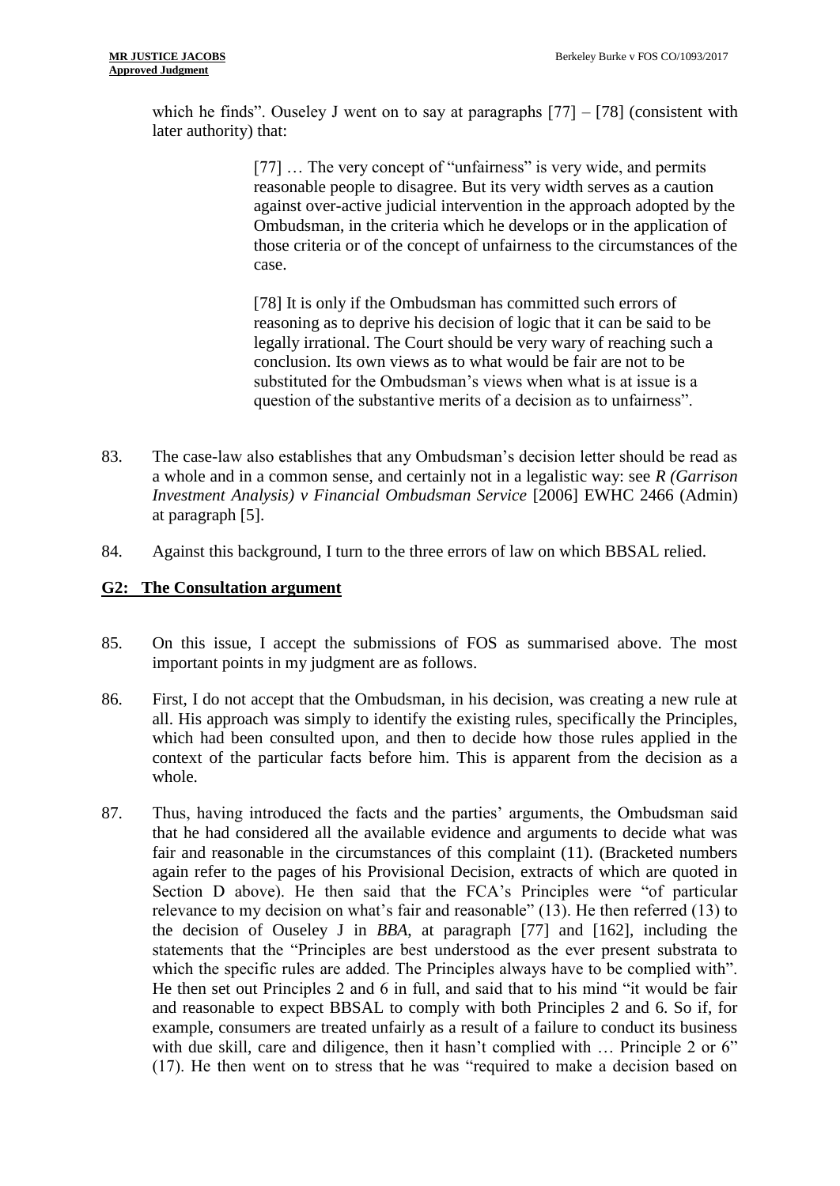which he finds". Ouseley J went on to say at paragraphs [77] – [78] (consistent with later authority) that:

> [77] … The very concept of "unfairness" is very wide, and permits reasonable people to disagree. But its very width serves as a caution against over-active judicial intervention in the approach adopted by the Ombudsman, in the criteria which he develops or in the application of those criteria or of the concept of unfairness to the circumstances of the case.
>
> [78] It is only if the Ombudsman has committed such errors of reasoning as to deprive his decision of logic that it can be said to be legally irrational. The Court should be very wary of reaching such a conclusion. Its own views as to what would be fair are not to be substituted for the Ombudsman's views when what is at issue is a question of the substantive merits of a decision as to unfairness".

83. The case-law also establishes that any Ombudsman's decision letter should be read as a whole and in a common sense, and certainly not in a legalistic way: see *R (Garrison Investment Analysis) v Financial Ombudsman Service* [2006] EWHC 2466 (Admin) at paragraph [5].

84. Against this background, I turn to the three errors of law on which BBSAL relied.

## G2: The Consultation argument

85. On this issue, I accept the submissions of FOS as summarised above. The most important points in my judgment are as follows.

86. First, I do not accept that the Ombudsman, in his decision, was creating a new rule at all. His approach was simply to identify the existing rules, specifically the Principles, which had been consulted upon, and then to decide how those rules applied in the context of the particular facts before him. This is apparent from the decision as a whole.

87. Thus, having introduced the facts and the parties' arguments, the Ombudsman said that he had considered all the available evidence and arguments to decide what was fair and reasonable in the circumstances of this complaint (11). (Bracketed numbers again refer to the pages of his Provisional Decision, extracts of which are quoted in Section D above). He then said that the FCA's Principles were "of particular relevance to my decision on what's fair and reasonable" (13). He then referred (13) to the decision of Ouseley J in *BBA*, at paragraph [77] and [162], including the statements that the "Principles are best understood as the ever present substrata to which the specific rules are added. The Principles always have to be complied with". He then set out Principles 2 and 6 in full, and said that to his mind "it would be fair and reasonable to expect BBSAL to comply with both Principles 2 and 6. So if, for example, consumers are treated unfairly as a result of a failure to conduct its business with due skill, care and diligence, then it hasn't complied with … Principle 2 or 6" (17). He then went on to stress that he was "required to make a decision based on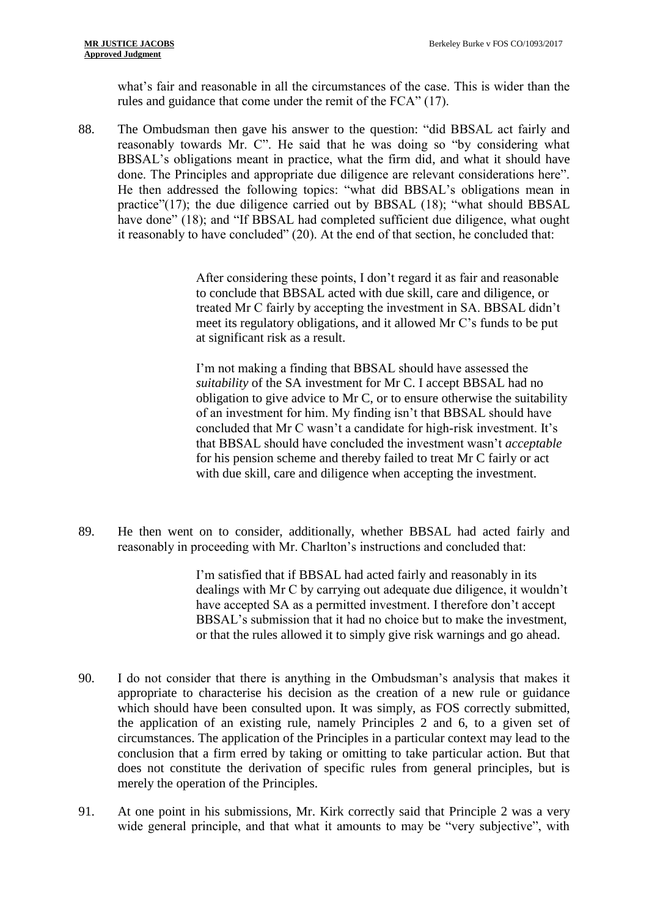what's fair and reasonable in all the circumstances of the case. This is wider than the rules and guidance that come under the remit of the FCA" (17).

88. The Ombudsman then gave his answer to the question: "did BBSAL act fairly and reasonably towards Mr. C". He said that he was doing so "by considering what BBSAL's obligations meant in practice, what the firm did, and what it should have done. The Principles and appropriate due diligence are relevant considerations here". He then addressed the following topics: "what did BBSAL's obligations mean in practice"(17); the due diligence carried out by BBSAL (18); "what should BBSAL have done" (18); and "If BBSAL had completed sufficient due diligence, what ought it reasonably to have concluded" (20). At the end of that section, he concluded that:

> After considering these points, I don't regard it as fair and reasonable to conclude that BBSAL acted with due skill, care and diligence, or treated Mr C fairly by accepting the investment in SA. BBSAL didn't meet its regulatory obligations, and it allowed Mr C's funds to be put at significant risk as a result.
>
> I'm not making a finding that BBSAL should have assessed the *suitability* of the SA investment for Mr C. I accept BBSAL had no obligation to give advice to Mr C, or to ensure otherwise the suitability of an investment for him. My finding isn't that BBSAL should have concluded that Mr C wasn't a candidate for high-risk investment. It's that BBSAL should have concluded the investment wasn't *acceptable* for his pension scheme and thereby failed to treat Mr C fairly or act with due skill, care and diligence when accepting the investment.

89. He then went on to consider, additionally, whether BBSAL had acted fairly and reasonably in proceeding with Mr. Charlton's instructions and concluded that:

> I'm satisfied that if BBSAL had acted fairly and reasonably in its dealings with Mr C by carrying out adequate due diligence, it wouldn't have accepted SA as a permitted investment. I therefore don't accept BBSAL's submission that it had no choice but to make the investment, or that the rules allowed it to simply give risk warnings and go ahead.

90. I do not consider that there is anything in the Ombudsman's analysis that makes it appropriate to characterise his decision as the creation of a new rule or guidance which should have been consulted upon. It was simply, as FOS correctly submitted, the application of an existing rule, namely Principles 2 and 6, to a given set of circumstances. The application of the Principles in a particular context may lead to the conclusion that a firm erred by taking or omitting to take particular action. But that does not constitute the derivation of specific rules from general principles, but is merely the operation of the Principles.

91. At one point in his submissions, Mr. Kirk correctly said that Principle 2 was a very wide general principle, and that what it amounts to may be "very subjective", with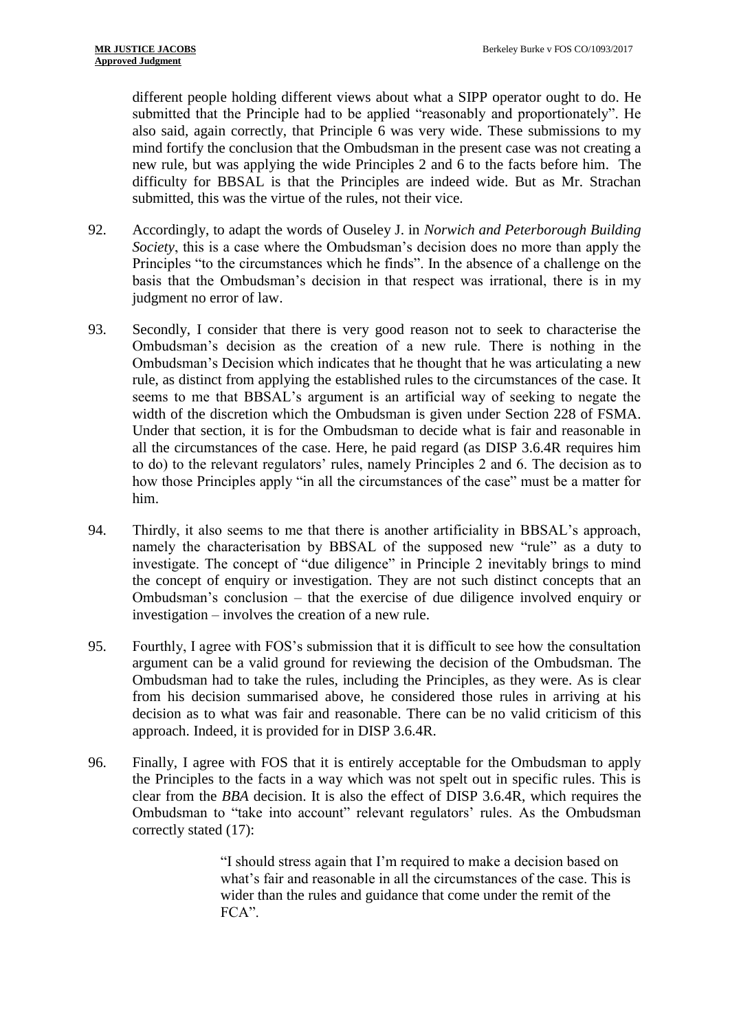different people holding different views about what a SIPP operator ought to do. He submitted that the Principle had to be applied "reasonably and proportionately". He also said, again correctly, that Principle 6 was very wide. These submissions to my mind fortify the conclusion that the Ombudsman in the present case was not creating a new rule, but was applying the wide Principles 2 and 6 to the facts before him. The difficulty for BBSAL is that the Principles are indeed wide. But as Mr. Strachan submitted, this was the virtue of the rules, not their vice.

92. Accordingly, to adapt the words of Ouseley J. in *Norwich and Peterborough Building Society*, this is a case where the Ombudsman's decision does no more than apply the Principles "to the circumstances which he finds". In the absence of a challenge on the basis that the Ombudsman's decision in that respect was irrational, there is in my judgment no error of law.

93. Secondly, I consider that there is very good reason not to seek to characterise the Ombudsman's decision as the creation of a new rule. There is nothing in the Ombudsman's Decision which indicates that he thought that he was articulating a new rule, as distinct from applying the established rules to the circumstances of the case. It seems to me that BBSAL's argument is an artificial way of seeking to negate the width of the discretion which the Ombudsman is given under Section 228 of FSMA. Under that section, it is for the Ombudsman to decide what is fair and reasonable in all the circumstances of the case. Here, he paid regard (as DISP 3.6.4R requires him to do) to the relevant regulators' rules, namely Principles 2 and 6. The decision as to how those Principles apply "in all the circumstances of the case" must be a matter for him.

94. Thirdly, it also seems to me that there is another artificiality in BBSAL's approach, namely the characterisation by BBSAL of the supposed new "rule" as a duty to investigate. The concept of "due diligence" in Principle 2 inevitably brings to mind the concept of enquiry or investigation. They are not such distinct concepts that an Ombudsman's conclusion – that the exercise of due diligence involved enquiry or investigation – involves the creation of a new rule.

95. Fourthly, I agree with FOS's submission that it is difficult to see how the consultation argument can be a valid ground for reviewing the decision of the Ombudsman. The Ombudsman had to take the rules, including the Principles, as they were. As is clear from his decision summarised above, he considered those rules in arriving at his decision as to what was fair and reasonable. There can be no valid criticism of this approach. Indeed, it is provided for in DISP 3.6.4R.

96. Finally, I agree with FOS that it is entirely acceptable for the Ombudsman to apply the Principles to the facts in a way which was not spelt out in specific rules. This is clear from the *BBA* decision. It is also the effect of DISP 3.6.4R, which requires the Ombudsman to "take into account" relevant regulators' rules. As the Ombudsman correctly stated (17):

> "I should stress again that I'm required to make a decision based on what's fair and reasonable in all the circumstances of the case. This is wider than the rules and guidance that come under the remit of the FCA".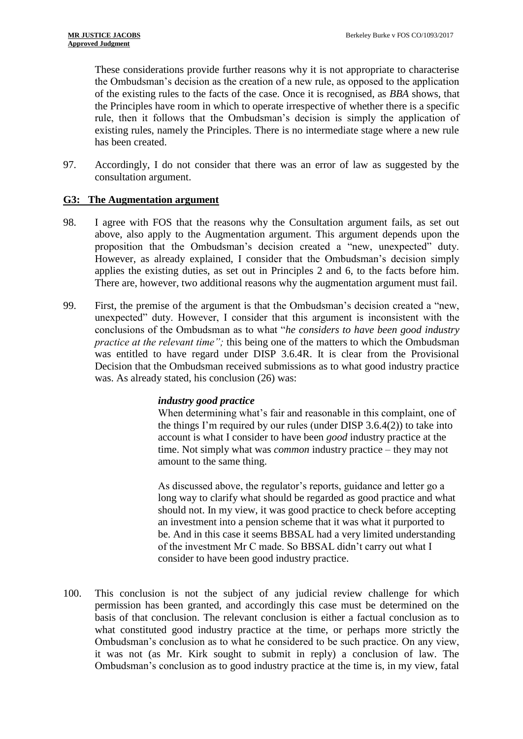These considerations provide further reasons why it is not appropriate to characterise the Ombudsman's decision as the creation of a new rule, as opposed to the application of the existing rules to the facts of the case. Once it is recognised, as *BBA* shows, that the Principles have room in which to operate irrespective of whether there is a specific rule, then it follows that the Ombudsman's decision is simply the application of existing rules, namely the Principles. There is no intermediate stage where a new rule has been created.

97. Accordingly, I do not consider that there was an error of law as suggested by the consultation argument.

## G3: The Augmentation argument

98. I agree with FOS that the reasons why the Consultation argument fails, as set out above, also apply to the Augmentation argument. This argument depends upon the proposition that the Ombudsman's decision created a "new, unexpected" duty. However, as already explained, I consider that the Ombudsman's decision simply applies the existing duties, as set out in Principles 2 and 6, to the facts before him. There are, however, two additional reasons why the augmentation argument must fail.

99. First, the premise of the argument is that the Ombudsman's decision created a "new, unexpected" duty. However, I consider that this argument is inconsistent with the conclusions of the Ombudsman as to what "*he considers to have been good industry practice at the relevant time";* this being one of the matters to which the Ombudsman was entitled to have regard under DISP 3.6.4R. It is clear from the Provisional Decision that the Ombudsman received submissions as to what good industry practice was. As already stated, his conclusion (26) was:

> ***industry good practice***
> When determining what's fair and reasonable in this complaint, one of the things I'm required by our rules (under DISP 3.6.4(2)) to take into account is what I consider to have been *good* industry practice at the time. Not simply what was *common* industry practice – they may not amount to the same thing.
>
> As discussed above, the regulator's reports, guidance and letter go a long way to clarify what should be regarded as good practice and what should not. In my view, it was good practice to check before accepting an investment into a pension scheme that it was what it purported to be. And in this case it seems BBSAL had a very limited understanding of the investment Mr C made. So BBSAL didn't carry out what I consider to have been good industry practice.

100. This conclusion is not the subject of any judicial review challenge for which permission has been granted, and accordingly this case must be determined on the basis of that conclusion. The relevant conclusion is either a factual conclusion as to what constituted good industry practice at the time, or perhaps more strictly the Ombudsman's conclusion as to what he considered to be such practice. On any view, it was not (as Mr. Kirk sought to submit in reply) a conclusion of law. The Ombudsman's conclusion as to good industry practice at the time is, in my view, fatal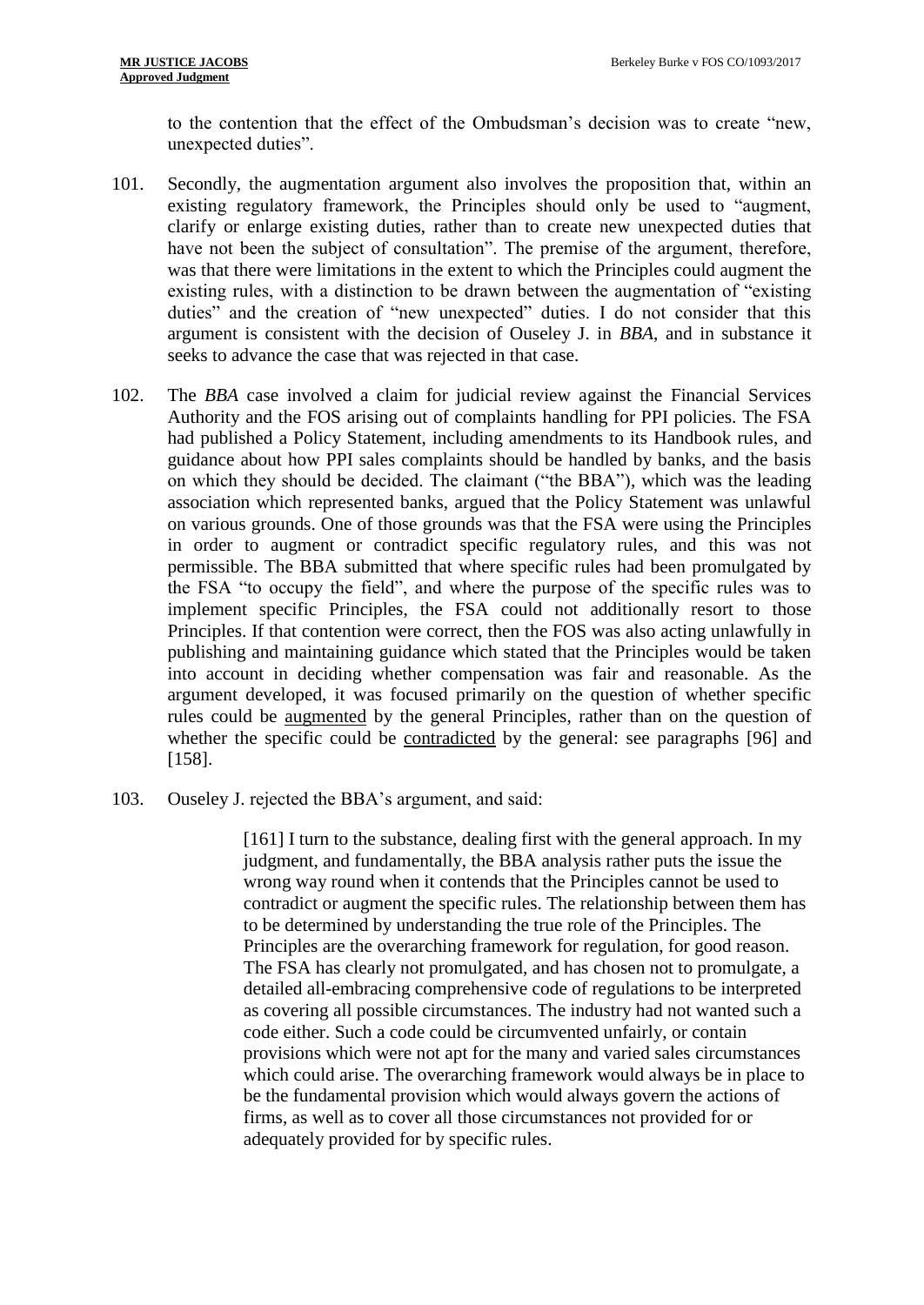to the contention that the effect of the Ombudsman's decision was to create "new, unexpected duties".

101. Secondly, the augmentation argument also involves the proposition that, within an existing regulatory framework, the Principles should only be used to "augment, clarify or enlarge existing duties, rather than to create new unexpected duties that have not been the subject of consultation". The premise of the argument, therefore, was that there were limitations in the extent to which the Principles could augment the existing rules, with a distinction to be drawn between the augmentation of "existing duties" and the creation of "new unexpected" duties. I do not consider that this argument is consistent with the decision of Ouseley J. in *BBA*, and in substance it seeks to advance the case that was rejected in that case.

102. The *BBA* case involved a claim for judicial review against the Financial Services Authority and the FOS arising out of complaints handling for PPI policies. The FSA had published a Policy Statement, including amendments to its Handbook rules, and guidance about how PPI sales complaints should be handled by banks, and the basis on which they should be decided. The claimant ("the BBA"), which was the leading association which represented banks, argued that the Policy Statement was unlawful on various grounds. One of those grounds was that the FSA were using the Principles in order to augment or contradict specific regulatory rules, and this was not permissible. The BBA submitted that where specific rules had been promulgated by the FSA "to occupy the field", and where the purpose of the specific rules was to implement specific Principles, the FSA could not additionally resort to those Principles. If that contention were correct, then the FOS was also acting unlawfully in publishing and maintaining guidance which stated that the Principles would be taken into account in deciding whether compensation was fair and reasonable. As the argument developed, it was focused primarily on the question of whether specific rules could be <u>augmented</u> by the general Principles, rather than on the question of whether the specific could be <u>contradicted</u> by the general: see paragraphs [96] and [158].

103. Ouseley J. rejected the BBA's argument, and said:

> [161] I turn to the substance, dealing first with the general approach. In my judgment, and fundamentally, the BBA analysis rather puts the issue the wrong way round when it contends that the Principles cannot be used to contradict or augment the specific rules. The relationship between them has to be determined by understanding the true role of the Principles. The Principles are the overarching framework for regulation, for good reason. The FSA has clearly not promulgated, and has chosen not to promulgate, a detailed all-embracing comprehensive code of regulations to be interpreted as covering all possible circumstances. The industry had not wanted such a code either. Such a code could be circumvented unfairly, or contain provisions which were not apt for the many and varied sales circumstances which could arise. The overarching framework would always be in place to be the fundamental provision which would always govern the actions of firms, as well as to cover all those circumstances not provided for or adequately provided for by specific rules.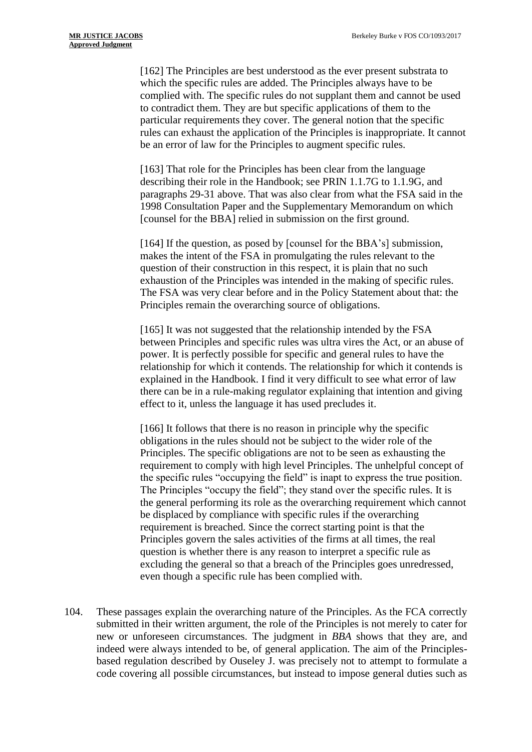> [162] The Principles are best understood as the ever present substrata to which the specific rules are added. The Principles always have to be complied with. The specific rules do not supplant them and cannot be used to contradict them. They are but specific applications of them to the particular requirements they cover. The general notion that the specific rules can exhaust the application of the Principles is inappropriate. It cannot be an error of law for the Principles to augment specific rules.
>
> [163] That role for the Principles has been clear from the language describing their role in the Handbook; see PRIN 1.1.7G to 1.1.9G, and paragraphs 29-31 above. That was also clear from what the FSA said in the 1998 Consultation Paper and the Supplementary Memorandum on which [counsel for the BBA] relied in submission on the first ground.
>
> [164] If the question, as posed by [counsel for the BBA's] submission, makes the intent of the FSA in promulgating the rules relevant to the question of their construction in this respect, it is plain that no such exhaustion of the Principles was intended in the making of specific rules. The FSA was very clear before and in the Policy Statement about that: the Principles remain the overarching source of obligations.
>
> [165] It was not suggested that the relationship intended by the FSA between Principles and specific rules was ultra vires the Act, or an abuse of power. It is perfectly possible for specific and general rules to have the relationship for which it contends. The relationship for which it contends is explained in the Handbook. I find it very difficult to see what error of law there can be in a rule-making regulator explaining that intention and giving effect to it, unless the language it has used precludes it.
>
> [166] It follows that there is no reason in principle why the specific obligations in the rules should not be subject to the wider role of the Principles. The specific obligations are not to be seen as exhausting the requirement to comply with high level Principles. The unhelpful concept of the specific rules "occupying the field" is inapt to express the true position. The Principles "occupy the field"; they stand over the specific rules. It is the general performing its role as the overarching requirement which cannot be displaced by compliance with specific rules if the overarching requirement is breached. Since the correct starting point is that the Principles govern the sales activities of the firms at all times, the real question is whether there is any reason to interpret a specific rule as excluding the general so that a breach of the Principles goes unredressed, even though a specific rule has been complied with.

104. These passages explain the overarching nature of the Principles. As the FCA correctly submitted in their written argument, the role of the Principles is not merely to cater for new or unforeseen circumstances. The judgment in *BBA* shows that they are, and indeed were always intended to be, of general application. The aim of the Principles-based regulation described by Ouseley J. was precisely not to attempt to formulate a code covering all possible circumstances, but instead to impose general duties such as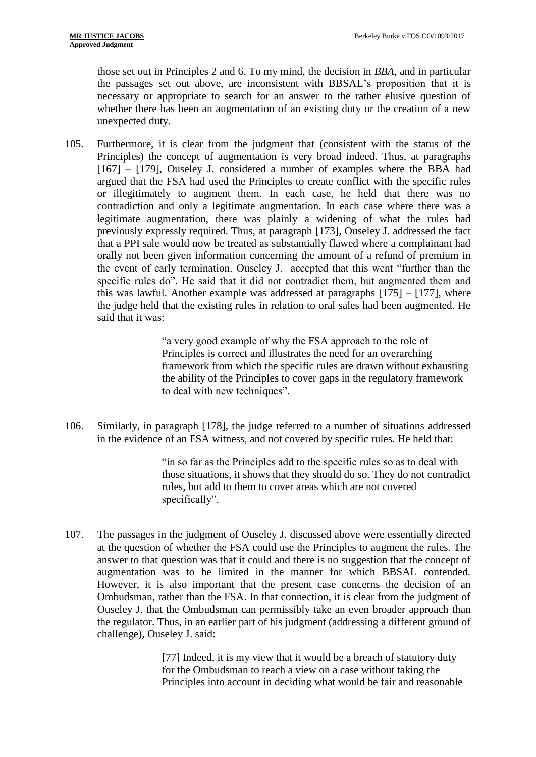those set out in Principles 2 and 6. To my mind, the decision in *BBA*, and in particular the passages set out above, are inconsistent with BBSAL's proposition that it is necessary or appropriate to search for an answer to the rather elusive question of whether there has been an augmentation of an existing duty or the creation of a new unexpected duty.

105. Furthermore, it is clear from the judgment that (consistent with the status of the Principles) the concept of augmentation is very broad indeed. Thus, at paragraphs [167] – [179], Ouseley J. considered a number of examples where the BBA had argued that the FSA had used the Principles to create conflict with the specific rules or illegitimately to augment them. In each case, he held that there was no contradiction and only a legitimate augmentation. In each case where there was a legitimate augmentation, there was plainly a widening of what the rules had previously expressly required. Thus, at paragraph [173], Ouseley J. addressed the fact that a PPI sale would now be treated as substantially flawed where a complainant had orally not been given information concerning the amount of a refund of premium in the event of early termination. Ouseley J. accepted that this went "further than the specific rules do". He said that it did not contradict them, but augmented them and this was lawful. Another example was addressed at paragraphs [175] – [177], where the judge held that the existing rules in relation to oral sales had been augmented. He said that it was:

> "a very good example of why the FSA approach to the role of Principles is correct and illustrates the need for an overarching framework from which the specific rules are drawn without exhausting the ability of the Principles to cover gaps in the regulatory framework to deal with new techniques".

106. Similarly, in paragraph [178], the judge referred to a number of situations addressed in the evidence of an FSA witness, and not covered by specific rules. He held that:

> "in so far as the Principles add to the specific rules so as to deal with those situations, it shows that they should do so. They do not contradict rules, but add to them to cover areas which are not covered specifically".

107. The passages in the judgment of Ouseley J. discussed above were essentially directed at the question of whether the FSA could use the Principles to augment the rules. The answer to that question was that it could and there is no suggestion that the concept of augmentation was to be limited in the manner for which BBSAL contended. However, it is also important that the present case concerns the decision of an Ombudsman, rather than the FSA. In that connection, it is clear from the judgment of Ouseley J. that the Ombudsman can permissibly take an even broader approach than the regulator. Thus, in an earlier part of his judgment (addressing a different ground of challenge), Ouseley J. said:

> [77] Indeed, it is my view that it would be a breach of statutory duty for the Ombudsman to reach a view on a case without taking the Principles into account in deciding what would be fair and reasonable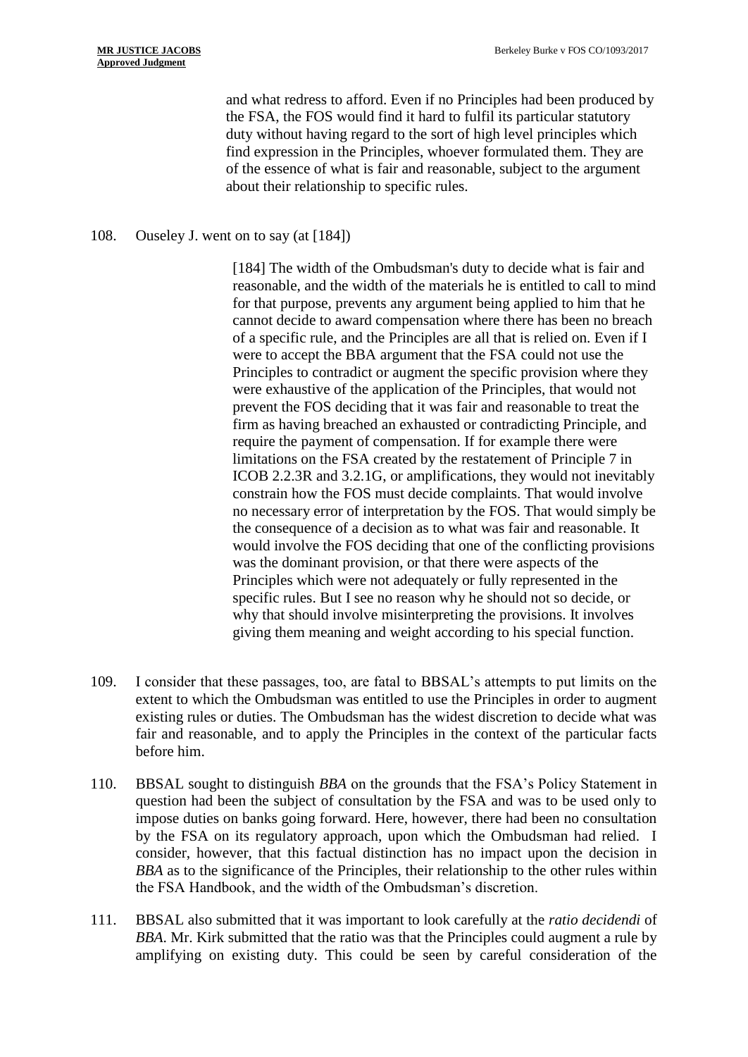> and what redress to afford. Even if no Principles had been produced by the FSA, the FOS would find it hard to fulfil its particular statutory duty without having regard to the sort of high level principles which find expression in the Principles, whoever formulated them. They are of the essence of what is fair and reasonable, subject to the argument about their relationship to specific rules.

108. Ouseley J. went on to say (at [184])

> [184] The width of the Ombudsman's duty to decide what is fair and reasonable, and the width of the materials he is entitled to call to mind for that purpose, prevents any argument being applied to him that he cannot decide to award compensation where there has been no breach of a specific rule, and the Principles are all that is relied on. Even if I were to accept the BBA argument that the FSA could not use the Principles to contradict or augment the specific provision where they were exhaustive of the application of the Principles, that would not prevent the FOS deciding that it was fair and reasonable to treat the firm as having breached an exhausted or contradicting Principle, and require the payment of compensation. If for example there were limitations on the FSA created by the restatement of Principle 7 in ICOB 2.2.3R and 3.2.1G, or amplifications, they would not inevitably constrain how the FOS must decide complaints. That would involve no necessary error of interpretation by the FOS. That would simply be the consequence of a decision as to what was fair and reasonable. It would involve the FOS deciding that one of the conflicting provisions was the dominant provision, or that there were aspects of the Principles which were not adequately or fully represented in the specific rules. But I see no reason why he should not so decide, or why that should involve misinterpreting the provisions. It involves giving them meaning and weight according to his special function.

109. I consider that these passages, too, are fatal to BBSAL's attempts to put limits on the extent to which the Ombudsman was entitled to use the Principles in order to augment existing rules or duties. The Ombudsman has the widest discretion to decide what was fair and reasonable, and to apply the Principles in the context of the particular facts before him.

110. BBSAL sought to distinguish *BBA* on the grounds that the FSA's Policy Statement in question had been the subject of consultation by the FSA and was to be used only to impose duties on banks going forward. Here, however, there had been no consultation by the FSA on its regulatory approach, upon which the Ombudsman had relied. I consider, however, that this factual distinction has no impact upon the decision in *BBA* as to the significance of the Principles, their relationship to the other rules within the FSA Handbook, and the width of the Ombudsman's discretion.

111. BBSAL also submitted that it was important to look carefully at the *ratio decidendi* of *BBA*. Mr. Kirk submitted that the ratio was that the Principles could augment a rule by amplifying on existing duty. This could be seen by careful consideration of the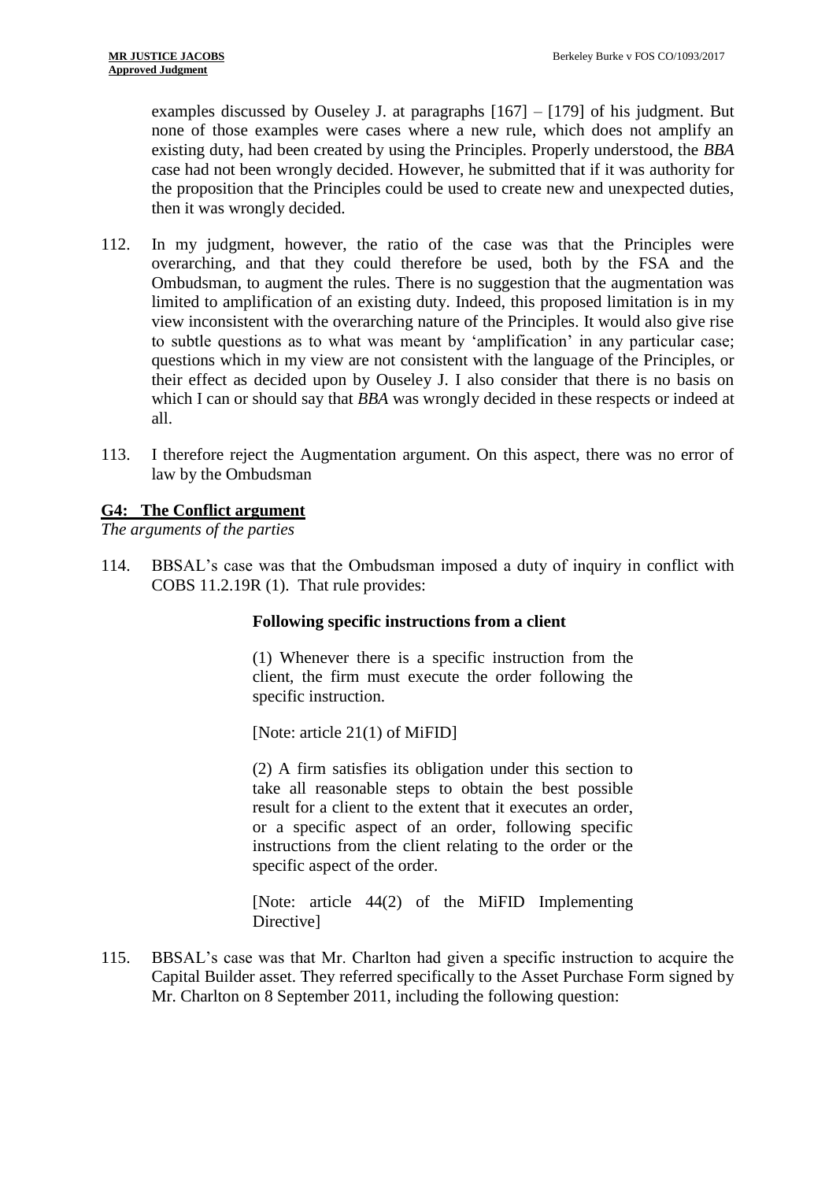examples discussed by Ouseley J. at paragraphs [167] – [179] of his judgment. But none of those examples were cases where a new rule, which does not amplify an existing duty, had been created by using the Principles. Properly understood, the *BBA* case had not been wrongly decided. However, he submitted that if it was authority for the proposition that the Principles could be used to create new and unexpected duties, then it was wrongly decided.

112. In my judgment, however, the ratio of the case was that the Principles were overarching, and that they could therefore be used, both by the FSA and the Ombudsman, to augment the rules. There is no suggestion that the augmentation was limited to amplification of an existing duty. Indeed, this proposed limitation is in my view inconsistent with the overarching nature of the Principles. It would also give rise to subtle questions as to what was meant by 'amplification' in any particular case; questions which in my view are not consistent with the language of the Principles, or their effect as decided upon by Ouseley J. I also consider that there is no basis on which I can or should say that *BBA* was wrongly decided in these respects or indeed at all.

113. I therefore reject the Augmentation argument. On this aspect, there was no error of law by the Ombudsman

## G4: The Conflict argument

*The arguments of the parties*

114. BBSAL's case was that the Ombudsman imposed a duty of inquiry in conflict with COBS 11.2.19R (1). That rule provides:

> **Following specific instructions from a client**
>
> (1) Whenever there is a specific instruction from the client, the firm must execute the order following the specific instruction.
>
> [Note: article 21(1) of MiFID]
>
> (2) A firm satisfies its obligation under this section to take all reasonable steps to obtain the best possible result for a client to the extent that it executes an order, or a specific aspect of an order, following specific instructions from the client relating to the order or the specific aspect of the order.
>
> [Note: article 44(2) of the MiFID Implementing Directive]

115. BBSAL's case was that Mr. Charlton had given a specific instruction to acquire the Capital Builder asset. They referred specifically to the Asset Purchase Form signed by Mr. Charlton on 8 September 2011, including the following question: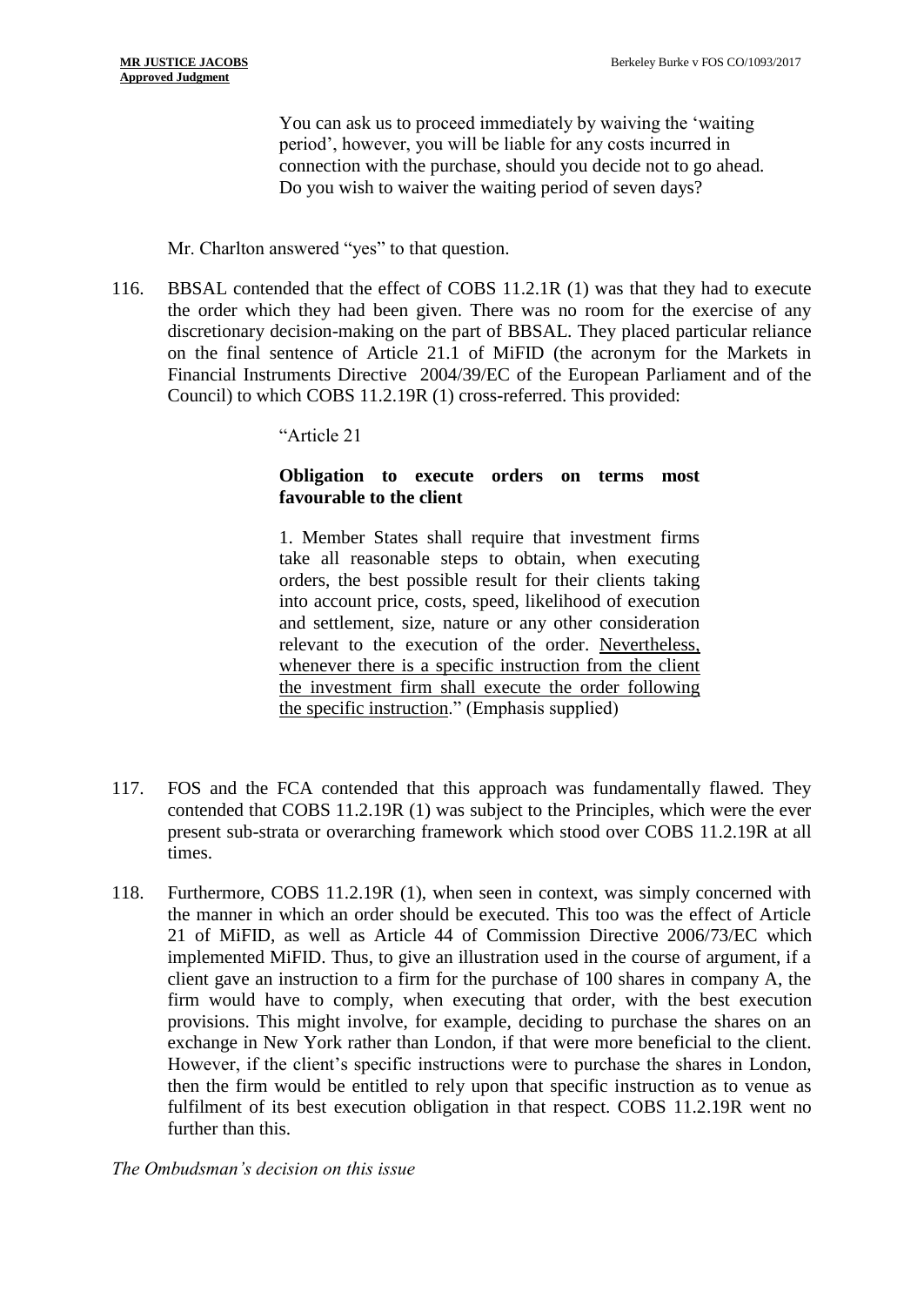> You can ask us to proceed immediately by waiving the 'waiting period', however, you will be liable for any costs incurred in connection with the purchase, should you decide not to go ahead. Do you wish to waiver the waiting period of seven days?

Mr. Charlton answered "yes" to that question.

116. BBSAL contended that the effect of COBS 11.2.1R (1) was that they had to execute the order which they had been given. There was no room for the exercise of any discretionary decision-making on the part of BBSAL. They placed particular reliance on the final sentence of Article 21.1 of MiFID (the acronym for the Markets in Financial Instruments Directive 2004/39/EC of the European Parliament and of the Council) to which COBS 11.2.19R (1) cross-referred. This provided:

> "Article 21
>
> **Obligation to execute orders on terms most favourable to the client**
>
> 1. Member States shall require that investment firms take all reasonable steps to obtain, when executing orders, the best possible result for their clients taking into account price, costs, speed, likelihood of execution and settlement, size, nature or any other consideration relevant to the execution of the order. <u>Nevertheless, whenever there is a specific instruction from the client the investment firm shall execute the order following the specific instruction</u>." (Emphasis supplied)

117. FOS and the FCA contended that this approach was fundamentally flawed. They contended that COBS 11.2.19R (1) was subject to the Principles, which were the ever present sub-strata or overarching framework which stood over COBS 11.2.19R at all times.

118. Furthermore, COBS 11.2.19R (1), when seen in context, was simply concerned with the manner in which an order should be executed. This too was the effect of Article 21 of MiFID, as well as Article 44 of Commission Directive 2006/73/EC which implemented MiFID. Thus, to give an illustration used in the course of argument, if a client gave an instruction to a firm for the purchase of 100 shares in company A, the firm would have to comply, when executing that order, with the best execution provisions. This might involve, for example, deciding to purchase the shares on an exchange in New York rather than London, if that were more beneficial to the client. However, if the client's specific instructions were to purchase the shares in London, then the firm would be entitled to rely upon that specific instruction as to venue as fulfilment of its best execution obligation in that respect. COBS 11.2.19R went no further than this.

*The Ombudsman's decision on this issue*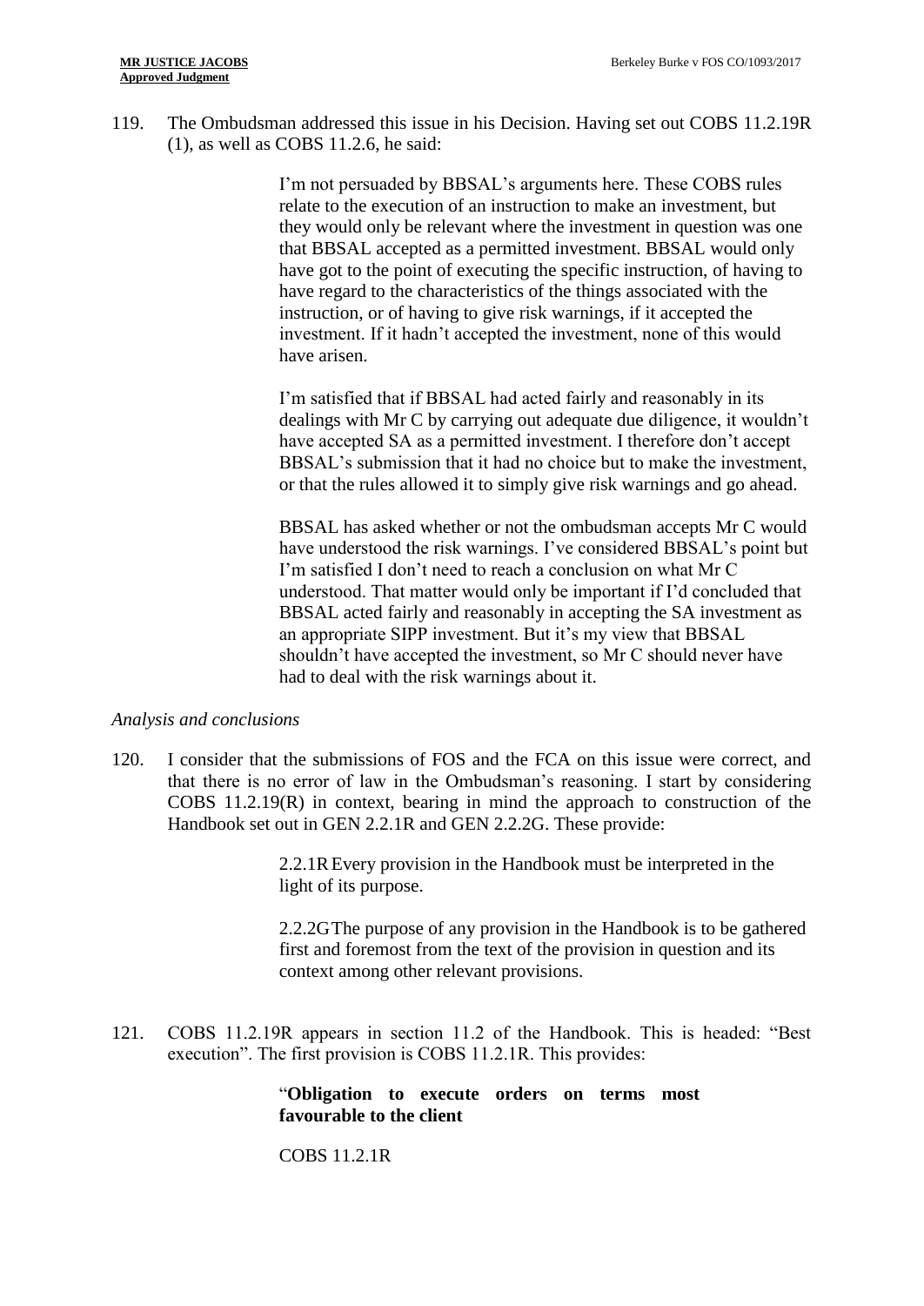119. The Ombudsman addressed this issue in his Decision. Having set out COBS 11.2.19R (1), as well as COBS 11.2.6, he said:

> I'm not persuaded by BBSAL's arguments here. These COBS rules relate to the execution of an instruction to make an investment, but they would only be relevant where the investment in question was one that BBSAL accepted as a permitted investment. BBSAL would only have got to the point of executing the specific instruction, of having to have regard to the characteristics of the things associated with the instruction, or of having to give risk warnings, if it accepted the investment. If it hadn't accepted the investment, none of this would have arisen.
>
> I'm satisfied that if BBSAL had acted fairly and reasonably in its dealings with Mr C by carrying out adequate due diligence, it wouldn't have accepted SA as a permitted investment. I therefore don't accept BBSAL's submission that it had no choice but to make the investment, or that the rules allowed it to simply give risk warnings and go ahead.
>
> BBSAL has asked whether or not the ombudsman accepts Mr C would have understood the risk warnings. I've considered BBSAL's point but I'm satisfied I don't need to reach a conclusion on what Mr C understood. That matter would only be important if I'd concluded that BBSAL acted fairly and reasonably in accepting the SA investment as an appropriate SIPP investment. But it's my view that BBSAL shouldn't have accepted the investment, so Mr C should never have had to deal with the risk warnings about it.

*Analysis and conclusions*

120. I consider that the submissions of FOS and the FCA on this issue were correct, and that there is no error of law in the Ombudsman's reasoning. I start by considering COBS 11.2.19(R) in context, bearing in mind the approach to construction of the Handbook set out in GEN 2.2.1R and GEN 2.2.2G. These provide:

> 2.2.1R Every provision in the Handbook must be interpreted in the light of its purpose.
>
> 2.2.2G The purpose of any provision in the Handbook is to be gathered first and foremost from the text of the provision in question and its context among other relevant provisions.

121. COBS 11.2.19R appears in section 11.2 of the Handbook. This is headed: "Best execution". The first provision is COBS 11.2.1R. This provides:

> "**Obligation to execute orders on terms most favourable to the client**
>
> COBS 11.2.1R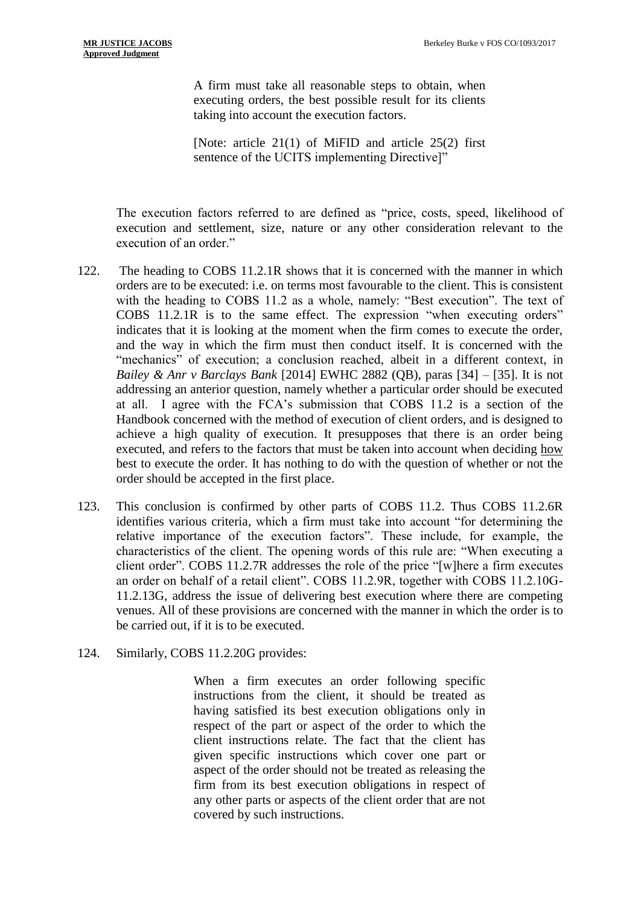> A firm must take all reasonable steps to obtain, when executing orders, the best possible result for its clients taking into account the execution factors.
>
> [Note: article 21(1) of MiFID and article 25(2) first sentence of the UCITS implementing Directive]"

The execution factors referred to are defined as "price, costs, speed, likelihood of execution and settlement, size, nature or any other consideration relevant to the execution of an order."

122. The heading to COBS 11.2.1R shows that it is concerned with the manner in which orders are to be executed: i.e. on terms most favourable to the client. This is consistent with the heading to COBS 11.2 as a whole, namely: "Best execution". The text of COBS 11.2.1R is to the same effect. The expression "when executing orders" indicates that it is looking at the moment when the firm comes to execute the order, and the way in which the firm must then conduct itself. It is concerned with the "mechanics" of execution; a conclusion reached, albeit in a different context, in *Bailey & Anr v Barclays Bank* [2014] EWHC 2882 (QB), paras [34] – [35]. It is not addressing an anterior question, namely whether a particular order should be executed at all. I agree with the FCA's submission that COBS 11.2 is a section of the Handbook concerned with the method of execution of client orders, and is designed to achieve a high quality of execution. It presupposes that there is an order being executed, and refers to the factors that must be taken into account when deciding <u>how</u> best to execute the order. It has nothing to do with the question of whether or not the order should be accepted in the first place.

123. This conclusion is confirmed by other parts of COBS 11.2. Thus COBS 11.2.6R identifies various criteria, which a firm must take into account "for determining the relative importance of the execution factors". These include, for example, the characteristics of the client. The opening words of this rule are: "When executing a client order". COBS 11.2.7R addresses the role of the price "[w]here a firm executes an order on behalf of a retail client". COBS 11.2.9R, together with COBS 11.2.10G-11.2.13G, address the issue of delivering best execution where there are competing venues. All of these provisions are concerned with the manner in which the order is to be carried out, if it is to be executed.

124. Similarly, COBS 11.2.20G provides:

> When a firm executes an order following specific instructions from the client, it should be treated as having satisfied its best execution obligations only in respect of the part or aspect of the order to which the client instructions relate. The fact that the client has given specific instructions which cover one part or aspect of the order should not be treated as releasing the firm from its best execution obligations in respect of any other parts or aspects of the client order that are not covered by such instructions.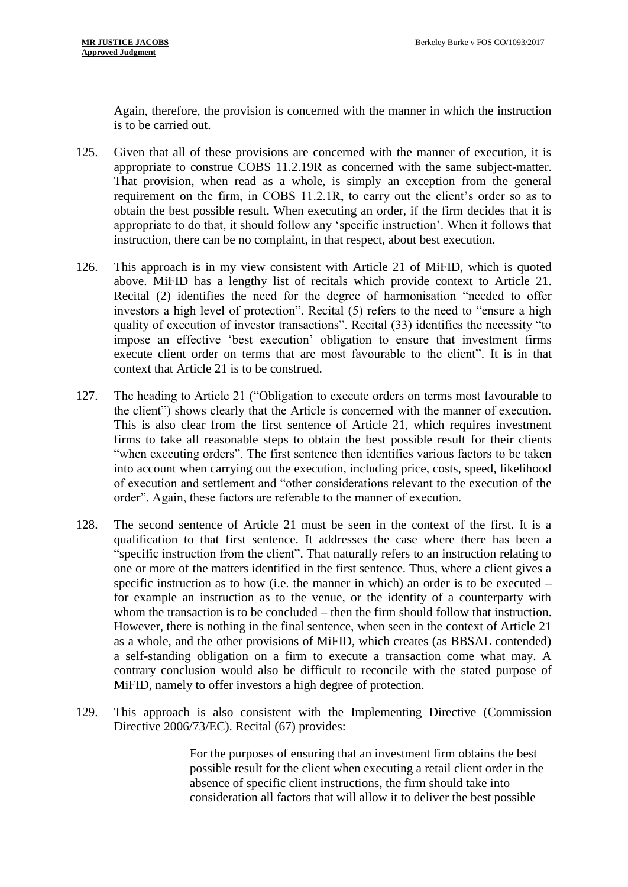Again, therefore, the provision is concerned with the manner in which the instruction is to be carried out.

125. Given that all of these provisions are concerned with the manner of execution, it is appropriate to construe COBS 11.2.19R as concerned with the same subject-matter. That provision, when read as a whole, is simply an exception from the general requirement on the firm, in COBS 11.2.1R, to carry out the client's order so as to obtain the best possible result. When executing an order, if the firm decides that it is appropriate to do that, it should follow any 'specific instruction'. When it follows that instruction, there can be no complaint, in that respect, about best execution.

126. This approach is in my view consistent with Article 21 of MiFID, which is quoted above. MiFID has a lengthy list of recitals which provide context to Article 21. Recital (2) identifies the need for the degree of harmonisation "needed to offer investors a high level of protection". Recital (5) refers to the need to "ensure a high quality of execution of investor transactions". Recital (33) identifies the necessity "to impose an effective 'best execution' obligation to ensure that investment firms execute client order on terms that are most favourable to the client". It is in that context that Article 21 is to be construed.

127. The heading to Article 21 ("Obligation to execute orders on terms most favourable to the client") shows clearly that the Article is concerned with the manner of execution. This is also clear from the first sentence of Article 21, which requires investment firms to take all reasonable steps to obtain the best possible result for their clients "when executing orders". The first sentence then identifies various factors to be taken into account when carrying out the execution, including price, costs, speed, likelihood of execution and settlement and "other considerations relevant to the execution of the order". Again, these factors are referable to the manner of execution.

128. The second sentence of Article 21 must be seen in the context of the first. It is a qualification to that first sentence. It addresses the case where there has been a "specific instruction from the client". That naturally refers to an instruction relating to one or more of the matters identified in the first sentence. Thus, where a client gives a specific instruction as to how (i.e. the manner in which) an order is to be executed – for example an instruction as to the venue, or the identity of a counterparty with whom the transaction is to be concluded – then the firm should follow that instruction. However, there is nothing in the final sentence, when seen in the context of Article 21 as a whole, and the other provisions of MiFID, which creates (as BBSAL contended) a self-standing obligation on a firm to execute a transaction come what may. A contrary conclusion would also be difficult to reconcile with the stated purpose of MiFID, namely to offer investors a high degree of protection.

129. This approach is also consistent with the Implementing Directive (Commission Directive 2006/73/EC). Recital (67) provides:

> For the purposes of ensuring that an investment firm obtains the best possible result for the client when executing a retail client order in the absence of specific client instructions, the firm should take into consideration all factors that will allow it to deliver the best possible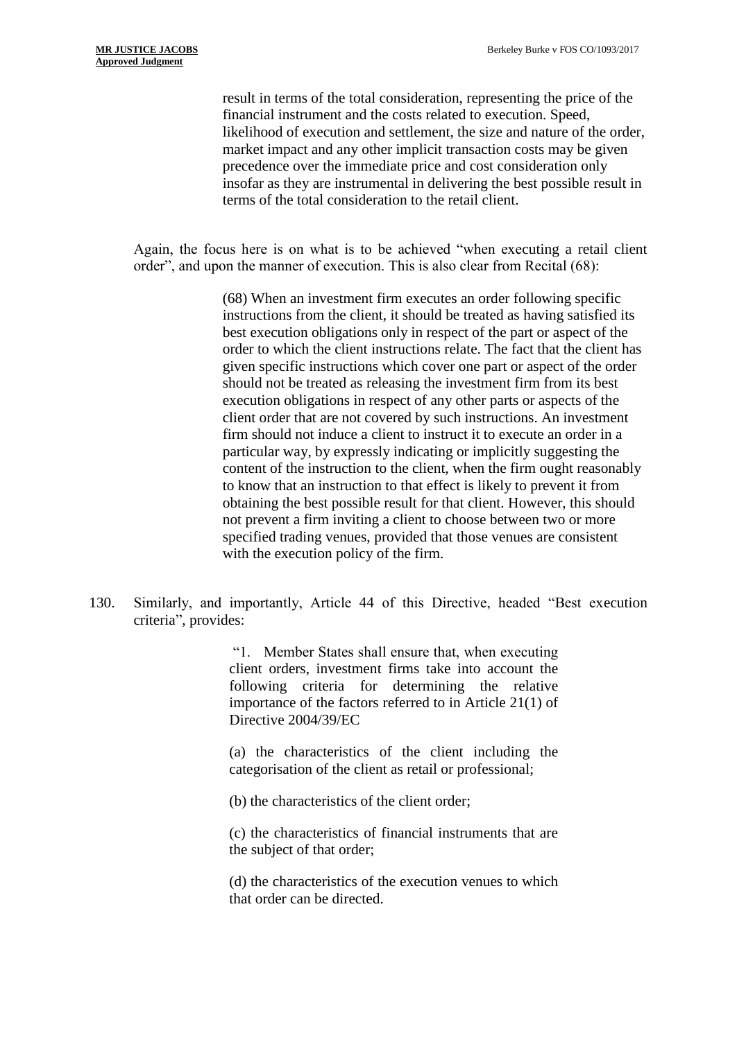> result in terms of the total consideration, representing the price of the financial instrument and the costs related to execution. Speed, likelihood of execution and settlement, the size and nature of the order, market impact and any other implicit transaction costs may be given precedence over the immediate price and cost consideration only insofar as they are instrumental in delivering the best possible result in terms of the total consideration to the retail client.

Again, the focus here is on what is to be achieved "when executing a retail client order", and upon the manner of execution. This is also clear from Recital (68):

> (68) When an investment firm executes an order following specific instructions from the client, it should be treated as having satisfied its best execution obligations only in respect of the part or aspect of the order to which the client instructions relate. The fact that the client has given specific instructions which cover one part or aspect of the order should not be treated as releasing the investment firm from its best execution obligations in respect of any other parts or aspects of the client order that are not covered by such instructions. An investment firm should not induce a client to instruct it to execute an order in a particular way, by expressly indicating or implicitly suggesting the content of the instruction to the client, when the firm ought reasonably to know that an instruction to that effect is likely to prevent it from obtaining the best possible result for that client. However, this should not prevent a firm inviting a client to choose between two or more specified trading venues, provided that those venues are consistent with the execution policy of the firm.

130. Similarly, and importantly, Article 44 of this Directive, headed "Best execution criteria", provides:

> "1. Member States shall ensure that, when executing client orders, investment firms take into account the following criteria for determining the relative importance of the factors referred to in Article 21(1) of Directive 2004/39/EC
>
> (a) the characteristics of the client including the categorisation of the client as retail or professional;
>
> (b) the characteristics of the client order;
>
> (c) the characteristics of financial instruments that are the subject of that order;
>
> (d) the characteristics of the execution venues to which that order can be directed.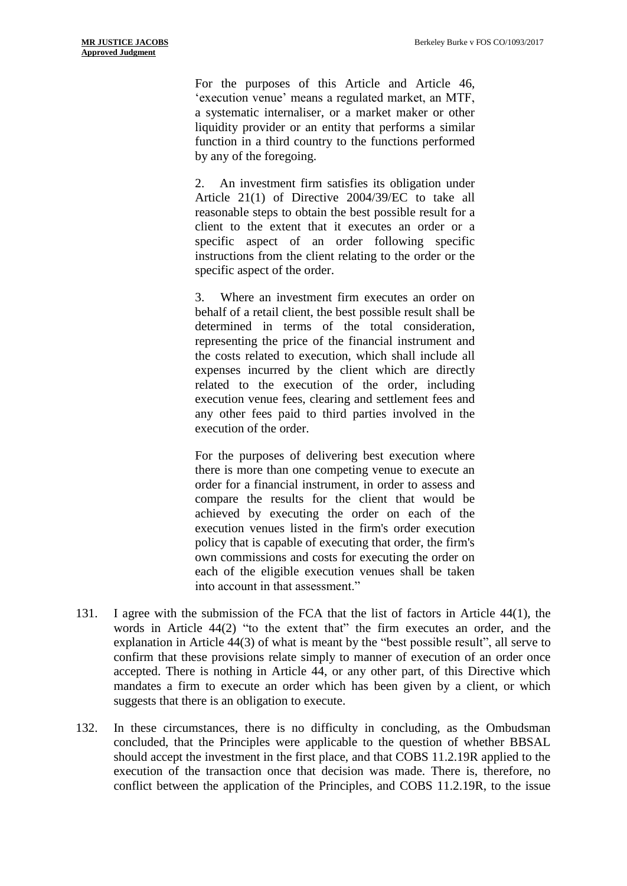> For the purposes of this Article and Article 46, 'execution venue' means a regulated market, an MTF, a systematic internaliser, or a market maker or other liquidity provider or an entity that performs a similar function in a third country to the functions performed by any of the foregoing.
>
> 2. An investment firm satisfies its obligation under Article 21(1) of Directive 2004/39/EC to take all reasonable steps to obtain the best possible result for a client to the extent that it executes an order or a specific aspect of an order following specific instructions from the client relating to the order or the specific aspect of the order.
>
> 3. Where an investment firm executes an order on behalf of a retail client, the best possible result shall be determined in terms of the total consideration, representing the price of the financial instrument and the costs related to execution, which shall include all expenses incurred by the client which are directly related to the execution of the order, including execution venue fees, clearing and settlement fees and any other fees paid to third parties involved in the execution of the order.
>
> For the purposes of delivering best execution where there is more than one competing venue to execute an order for a financial instrument, in order to assess and compare the results for the client that would be achieved by executing the order on each of the execution venues listed in the firm's order execution policy that is capable of executing that order, the firm's own commissions and costs for executing the order on each of the eligible execution venues shall be taken into account in that assessment."

131. I agree with the submission of the FCA that the list of factors in Article 44(1), the words in Article 44(2) "to the extent that" the firm executes an order, and the explanation in Article 44(3) of what is meant by the "best possible result", all serve to confirm that these provisions relate simply to manner of execution of an order once accepted. There is nothing in Article 44, or any other part, of this Directive which mandates a firm to execute an order which has been given by a client, or which suggests that there is an obligation to execute.

132. In these circumstances, there is no difficulty in concluding, as the Ombudsman concluded, that the Principles were applicable to the question of whether BBSAL should accept the investment in the first place, and that COBS 11.2.19R applied to the execution of the transaction once that decision was made. There is, therefore, no conflict between the application of the Principles, and COBS 11.2.19R, to the issue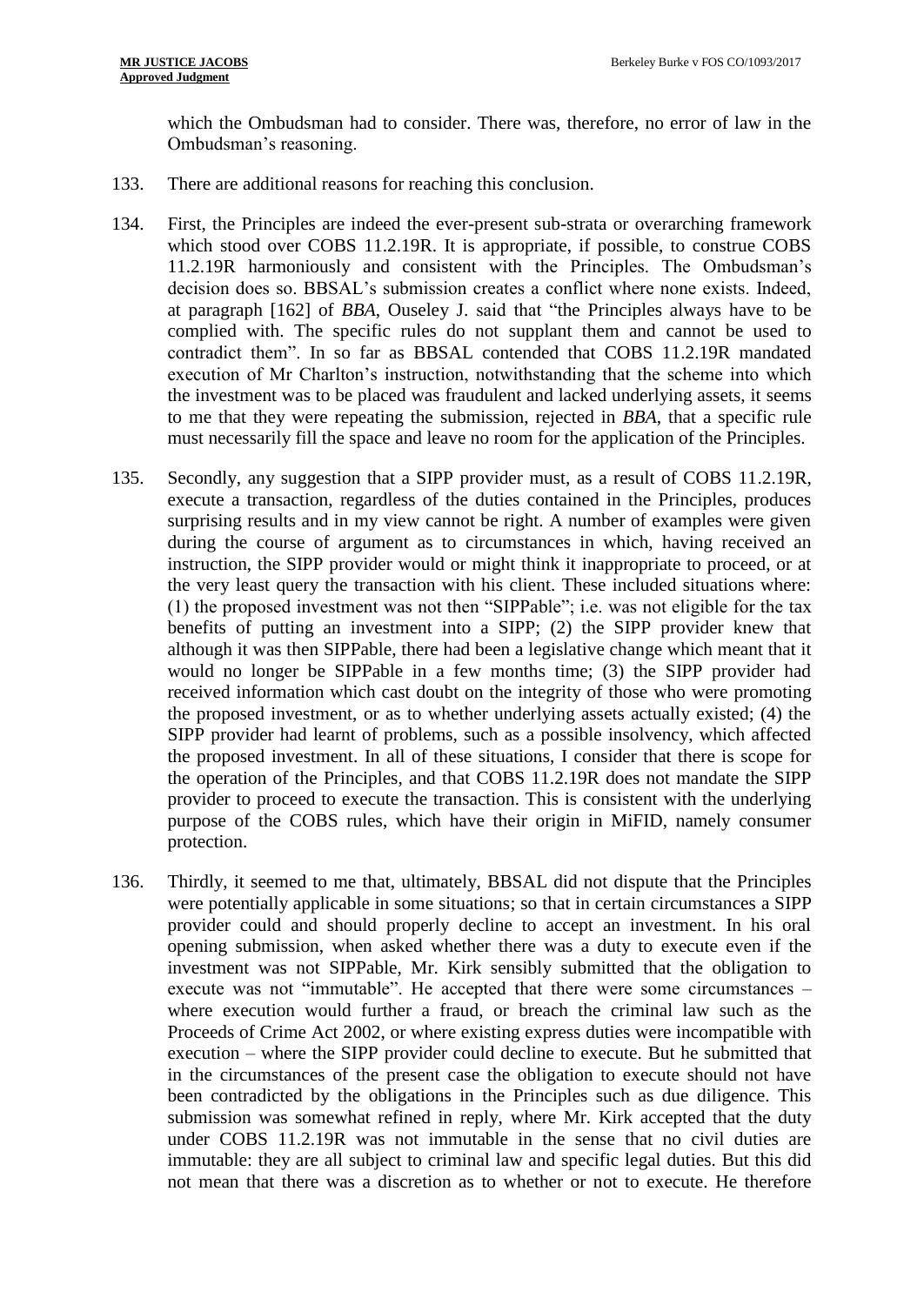which the Ombudsman had to consider. There was, therefore, no error of law in the Ombudsman's reasoning.

133. There are additional reasons for reaching this conclusion.

134. First, the Principles are indeed the ever-present sub-strata or overarching framework which stood over COBS 11.2.19R. It is appropriate, if possible, to construe COBS 11.2.19R harmoniously and consistent with the Principles. The Ombudsman's decision does so. BBSAL's submission creates a conflict where none exists. Indeed, at paragraph [162] of *BBA*, Ouseley J. said that "the Principles always have to be complied with. The specific rules do not supplant them and cannot be used to contradict them". In so far as BBSAL contended that COBS 11.2.19R mandated execution of Mr Charlton's instruction, notwithstanding that the scheme into which the investment was to be placed was fraudulent and lacked underlying assets, it seems to me that they were repeating the submission, rejected in *BBA*, that a specific rule must necessarily fill the space and leave no room for the application of the Principles.

135. Secondly, any suggestion that a SIPP provider must, as a result of COBS 11.2.19R, execute a transaction, regardless of the duties contained in the Principles, produces surprising results and in my view cannot be right. A number of examples were given during the course of argument as to circumstances in which, having received an instruction, the SIPP provider would or might think it inappropriate to proceed, or at the very least query the transaction with his client. These included situations where: (1) the proposed investment was not then "SIPPable"; i.e. was not eligible for the tax benefits of putting an investment into a SIPP; (2) the SIPP provider knew that although it was then SIPPable, there had been a legislative change which meant that it would no longer be SIPPable in a few months time; (3) the SIPP provider had received information which cast doubt on the integrity of those who were promoting the proposed investment, or as to whether underlying assets actually existed; (4) the SIPP provider had learnt of problems, such as a possible insolvency, which affected the proposed investment. In all of these situations, I consider that there is scope for the operation of the Principles, and that COBS 11.2.19R does not mandate the SIPP provider to proceed to execute the transaction. This is consistent with the underlying purpose of the COBS rules, which have their origin in MiFID, namely consumer protection.

136. Thirdly, it seemed to me that, ultimately, BBSAL did not dispute that the Principles were potentially applicable in some situations; so that in certain circumstances a SIPP provider could and should properly decline to accept an investment. In his oral opening submission, when asked whether there was a duty to execute even if the investment was not SIPPable, Mr. Kirk sensibly submitted that the obligation to execute was not "immutable". He accepted that there were some circumstances – where execution would further a fraud, or breach the criminal law such as the Proceeds of Crime Act 2002, or where existing express duties were incompatible with execution – where the SIPP provider could decline to execute. But he submitted that in the circumstances of the present case the obligation to execute should not have been contradicted by the obligations in the Principles such as due diligence. This submission was somewhat refined in reply, where Mr. Kirk accepted that the duty under COBS 11.2.19R was not immutable in the sense that no civil duties are immutable: they are all subject to criminal law and specific legal duties. But this did not mean that there was a discretion as to whether or not to execute. He therefore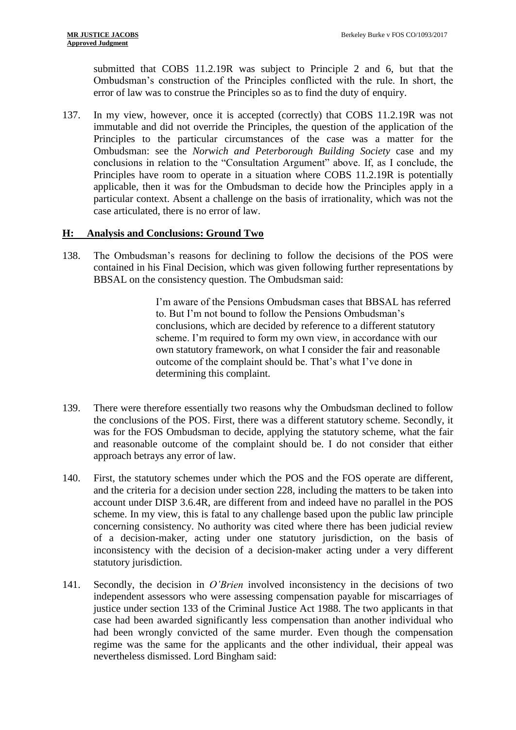submitted that COBS 11.2.19R was subject to Principle 2 and 6, but that the Ombudsman's construction of the Principles conflicted with the rule. In short, the error of law was to construe the Principles so as to find the duty of enquiry.

137. In my view, however, once it is accepted (correctly) that COBS 11.2.19R was not immutable and did not override the Principles, the question of the application of the Principles to the particular circumstances of the case was a matter for the Ombudsman: see the *Norwich and Peterborough Building Society* case and my conclusions in relation to the "Consultation Argument" above. If, as I conclude, the Principles have room to operate in a situation where COBS 11.2.19R is potentially applicable, then it was for the Ombudsman to decide how the Principles apply in a particular context. Absent a challenge on the basis of irrationality, which was not the case articulated, there is no error of law.

## H: Analysis and Conclusions: Ground Two

138. The Ombudsman's reasons for declining to follow the decisions of the POS were contained in his Final Decision, which was given following further representations by BBSAL on the consistency question. The Ombudsman said:

> I'm aware of the Pensions Ombudsman cases that BBSAL has referred to. But I'm not bound to follow the Pensions Ombudsman's conclusions, which are decided by reference to a different statutory scheme. I'm required to form my own view, in accordance with our own statutory framework, on what I consider the fair and reasonable outcome of the complaint should be. That's what I've done in determining this complaint.

139. There were therefore essentially two reasons why the Ombudsman declined to follow the conclusions of the POS. First, there was a different statutory scheme. Secondly, it was for the FOS Ombudsman to decide, applying the statutory scheme, what the fair and reasonable outcome of the complaint should be. I do not consider that either approach betrays any error of law.

140. First, the statutory schemes under which the POS and the FOS operate are different, and the criteria for a decision under section 228, including the matters to be taken into account under DISP 3.6.4R, are different from and indeed have no parallel in the POS scheme. In my view, this is fatal to any challenge based upon the public law principle concerning consistency. No authority was cited where there has been judicial review of a decision-maker, acting under one statutory jurisdiction, on the basis of inconsistency with the decision of a decision-maker acting under a very different statutory jurisdiction.

141. Secondly, the decision in *O'Brien* involved inconsistency in the decisions of two independent assessors who were assessing compensation payable for miscarriages of justice under section 133 of the Criminal Justice Act 1988. The two applicants in that case had been awarded significantly less compensation than another individual who had been wrongly convicted of the same murder. Even though the compensation regime was the same for the applicants and the other individual, their appeal was nevertheless dismissed. Lord Bingham said: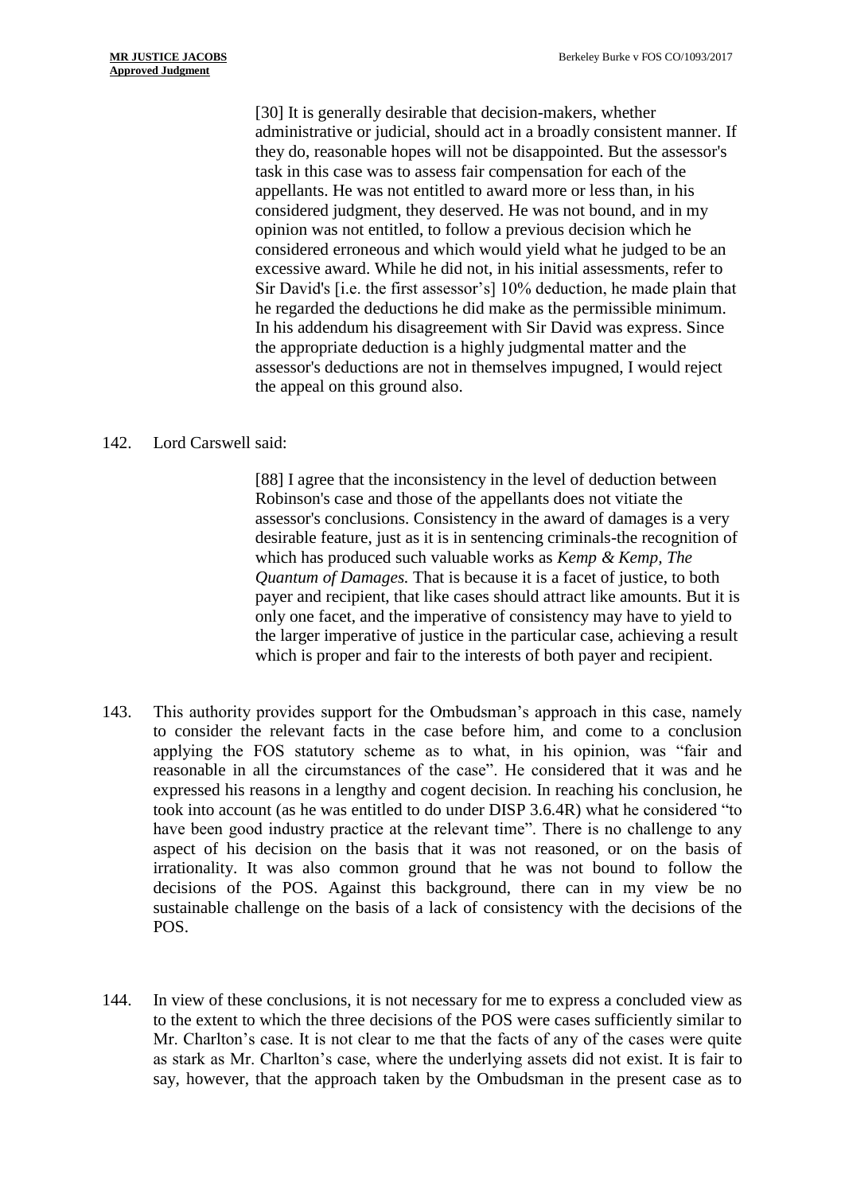> [30] It is generally desirable that decision-makers, whether administrative or judicial, should act in a broadly consistent manner. If they do, reasonable hopes will not be disappointed. But the assessor's task in this case was to assess fair compensation for each of the appellants. He was not entitled to award more or less than, in his considered judgment, they deserved. He was not bound, and in my opinion was not entitled, to follow a previous decision which he considered erroneous and which would yield what he judged to be an excessive award. While he did not, in his initial assessments, refer to Sir David's [i.e. the first assessor's] 10% deduction, he made plain that he regarded the deductions he did make as the permissible minimum. In his addendum his disagreement with Sir David was express. Since the appropriate deduction is a highly judgmental matter and the assessor's deductions are not in themselves impugned, I would reject the appeal on this ground also.

142. Lord Carswell said:

> [88] I agree that the inconsistency in the level of deduction between Robinson's case and those of the appellants does not vitiate the assessor's conclusions. Consistency in the award of damages is a very desirable feature, just as it is in sentencing criminals-the recognition of which has produced such valuable works as *Kemp & Kemp, The Quantum of Damages.* That is because it is a facet of justice, to both payer and recipient, that like cases should attract like amounts. But it is only one facet, and the imperative of consistency may have to yield to the larger imperative of justice in the particular case, achieving a result which is proper and fair to the interests of both payer and recipient.

143. This authority provides support for the Ombudsman's approach in this case, namely to consider the relevant facts in the case before him, and come to a conclusion applying the FOS statutory scheme as to what, in his opinion, was "fair and reasonable in all the circumstances of the case". He considered that it was and he expressed his reasons in a lengthy and cogent decision. In reaching his conclusion, he took into account (as he was entitled to do under DISP 3.6.4R) what he considered "to have been good industry practice at the relevant time". There is no challenge to any aspect of his decision on the basis that it was not reasoned, or on the basis of irrationality. It was also common ground that he was not bound to follow the decisions of the POS. Against this background, there can in my view be no sustainable challenge on the basis of a lack of consistency with the decisions of the POS.

144. In view of these conclusions, it is not necessary for me to express a concluded view as to the extent to which the three decisions of the POS were cases sufficiently similar to Mr. Charlton's case. It is not clear to me that the facts of any of the cases were quite as stark as Mr. Charlton's case, where the underlying assets did not exist. It is fair to say, however, that the approach taken by the Ombudsman in the present case as to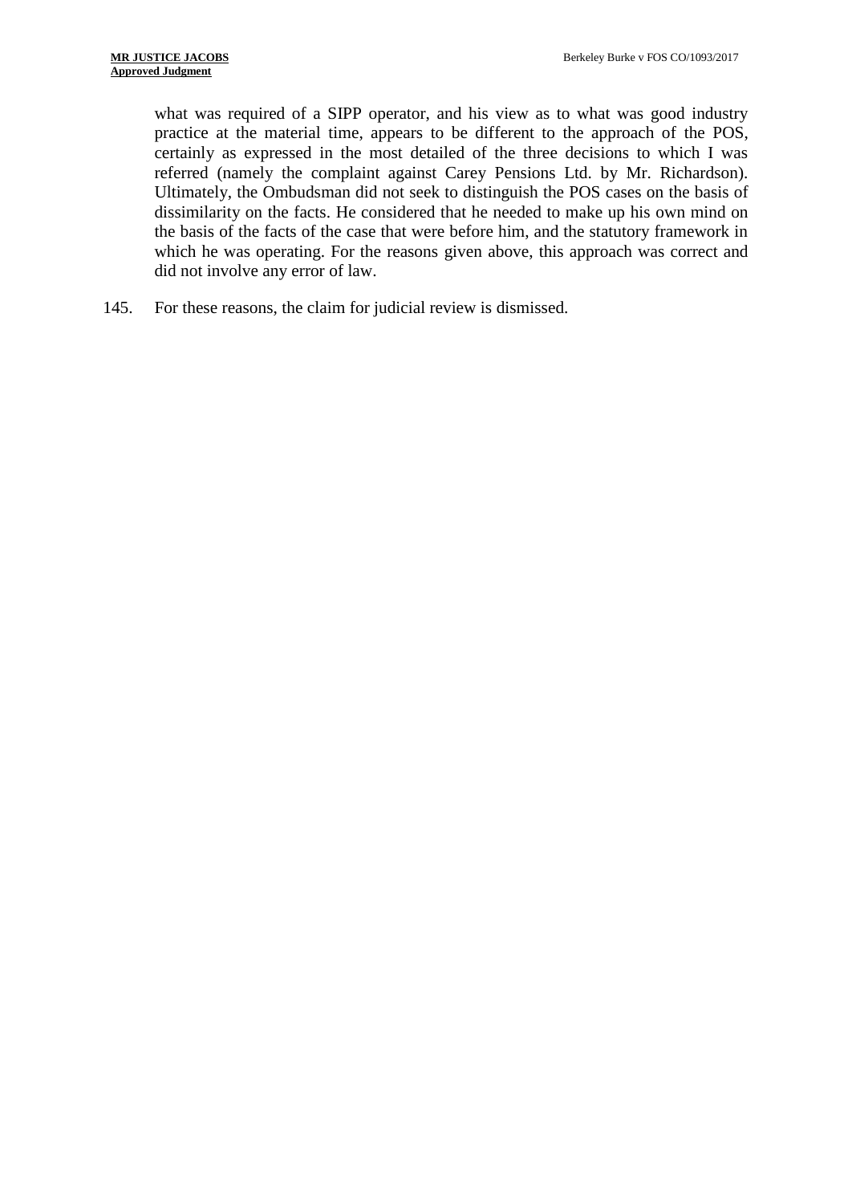what was required of a SIPP operator, and his view as to what was good industry practice at the material time, appears to be different to the approach of the POS, certainly as expressed in the most detailed of the three decisions to which I was referred (namely the complaint against Carey Pensions Ltd. by Mr. Richardson). Ultimately, the Ombudsman did not seek to distinguish the POS cases on the basis of dissimilarity on the facts. He considered that he needed to make up his own mind on the basis of the facts of the case that were before him, and the statutory framework in which he was operating. For the reasons given above, this approach was correct and did not involve any error of law.

145. For these reasons, the claim for judicial review is dismissed.